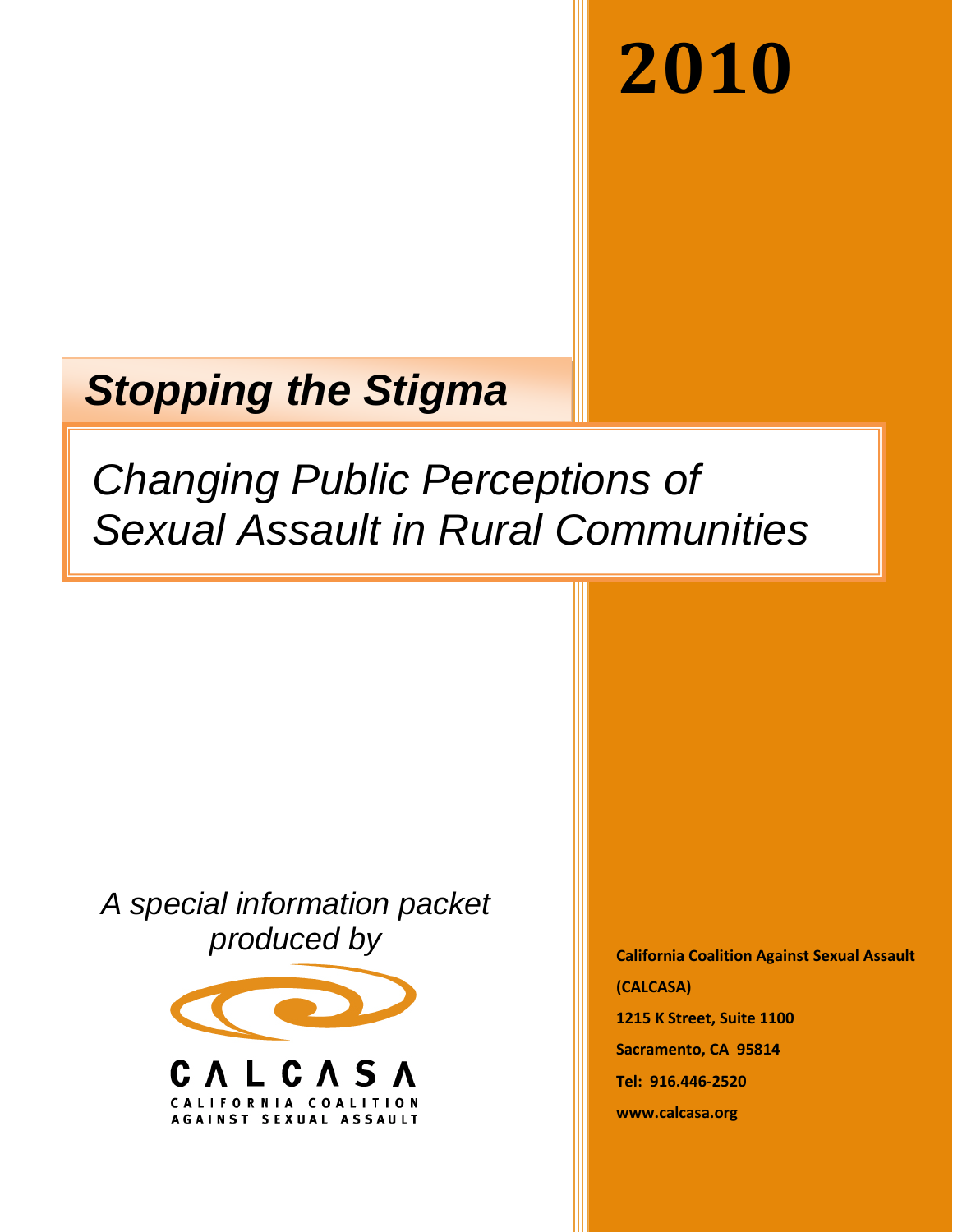# 2010

## *Stopping the Stigma*

# *Changing Public Perceptions of Sexual Assault in Rural Communities*

*A special information packet produced by*

CALCASA
CALIFORNIA COALITION AGAINST SEXUAL ASSAULT

**California Coalition Against Sexual Assault (CALCASA)**

**1215 K Street, Suite 1100**

**Sacramento, CA 95814**

**Tel: 916.446-2520**

**www.calcasa.org**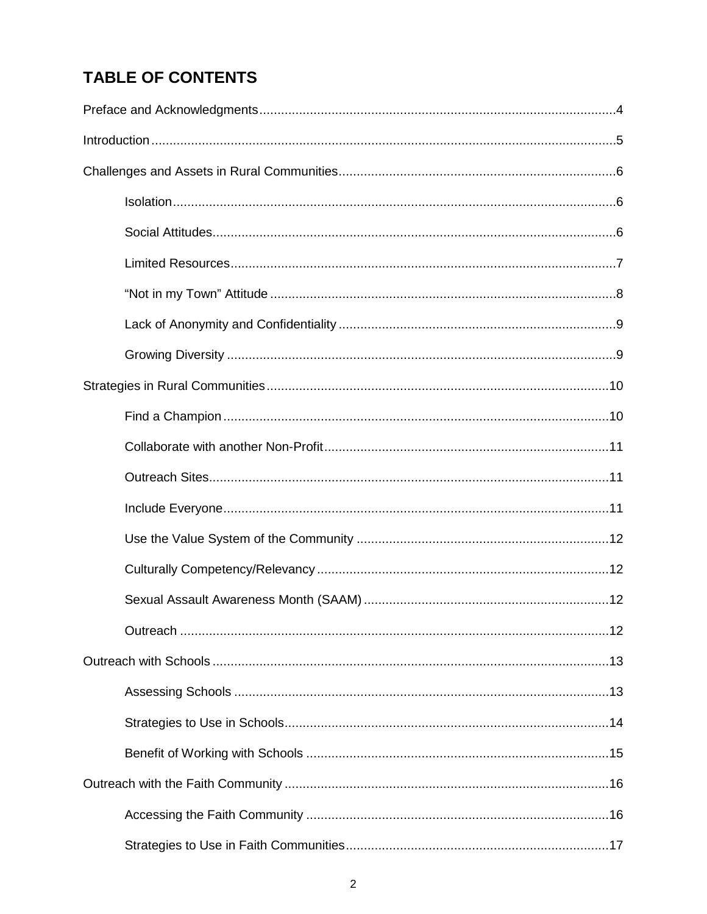# TABLE OF CONTENTS

Preface and Acknowledgments....................................................................................................4

Introduction....................................................................................................................................5

Challenges and Assets in Rural Communities............................................................................6

- Isolation..........................................................................................................................6
- Social Attitudes...............................................................................................................6
- Limited Resources...........................................................................................................7
- “Not in my Town” Attitude ...............................................................................................8
- Lack of Anonymity and Confidentiality ............................................................................9
- Growing Diversity ...........................................................................................................9

Strategies in Rural Communities...............................................................................................10

- Find a Champion..........................................................................................................10
- Collaborate with another Non-Profit..............................................................................11
- Outreach Sites...............................................................................................................11
- Include Everyone..........................................................................................................11
- Use the Value System of the Community .....................................................................12
- Culturally Competency/Relevancy ................................................................................12
- Sexual Assault Awareness Month (SAAM) ...................................................................12
- Outreach .......................................................................................................................12

Outreach with Schools ..............................................................................................................13

- Assessing Schools .......................................................................................................13
- Strategies to Use in Schools.........................................................................................14
- Benefit of Working with Schools ...................................................................................15

Outreach with the Faith Community ..........................................................................................16

- Accessing the Faith Community ...................................................................................16
- Strategies to Use in Faith Communities........................................................................17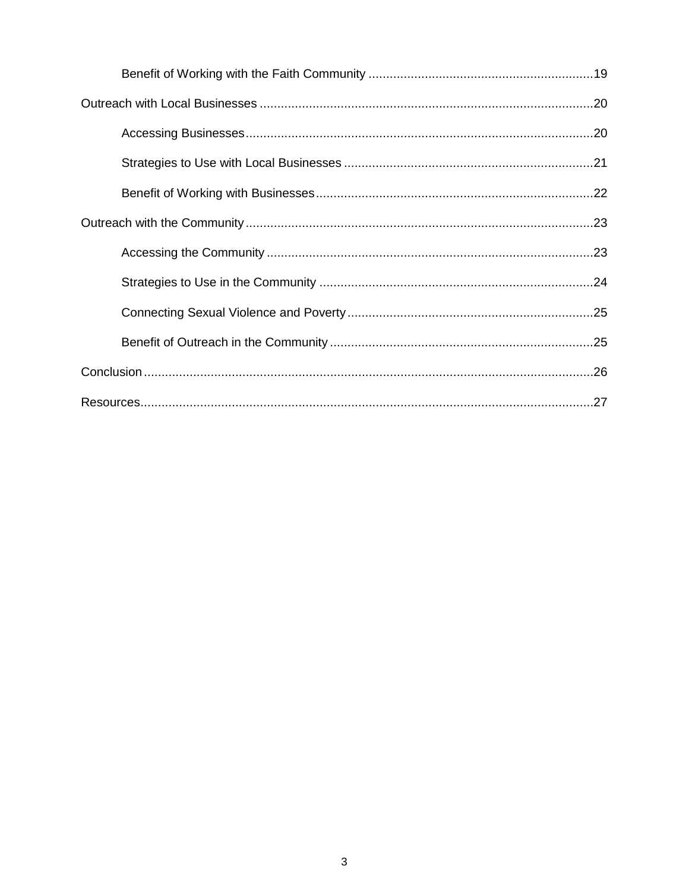- Benefit of Working with the Faith Community ....................................................... 19

Outreach with Local Businesses ....................................................... 20

- Accessing Businesses ....................................................... 20
- Strategies to Use with Local Businesses ....................................................... 21
- Benefit of Working with Businesses ....................................................... 22

Outreach with the Community ....................................................... 23

- Accessing the Community ....................................................... 23
- Strategies to Use in the Community ....................................................... 24
- Connecting Sexual Violence and Poverty ....................................................... 25
- Benefit of Outreach in the Community ....................................................... 25

Conclusion ....................................................... 26

Resources ....................................................... 27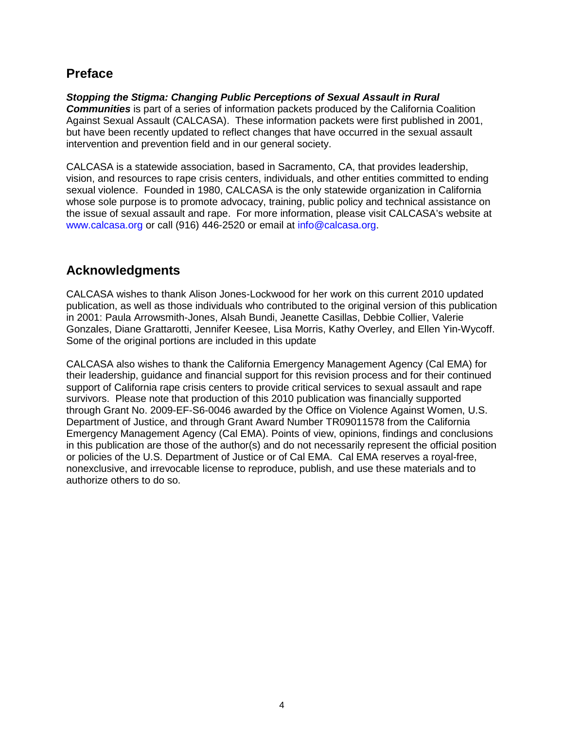## Preface

***Stopping the Stigma: Changing Public Perceptions of Sexual Assault in Rural Communities*** is part of a series of information packets produced by the California Coalition Against Sexual Assault (CALCASA). These information packets were first published in 2001, but have been recently updated to reflect changes that have occurred in the sexual assault intervention and prevention field and in our general society.

CALCASA is a statewide association, based in Sacramento, CA, that provides leadership, vision, and resources to rape crisis centers, individuals, and other entities committed to ending sexual violence. Founded in 1980, CALCASA is the only statewide organization in California whose sole purpose is to promote advocacy, training, public policy and technical assistance on the issue of sexual assault and rape. For more information, please visit CALCASA's website at www.calcasa.org or call (916) 446-2520 or email at info@calcasa.org.

## Acknowledgments

CALCASA wishes to thank Alison Jones-Lockwood for her work on this current 2010 updated publication, as well as those individuals who contributed to the original version of this publication in 2001: Paula Arrowsmith-Jones, Alsah Bundi, Jeanette Casillas, Debbie Collier, Valerie Gonzales, Diane Grattarotti, Jennifer Keesee, Lisa Morris, Kathy Overley, and Ellen Yin-Wycoff. Some of the original portions are included in this update

CALCASA also wishes to thank the California Emergency Management Agency (Cal EMA) for their leadership, guidance and financial support for this revision process and for their continued support of California rape crisis centers to provide critical services to sexual assault and rape survivors. Please note that production of this 2010 publication was financially supported through Grant No. 2009-EF-S6-0046 awarded by the Office on Violence Against Women, U.S. Department of Justice, and through Grant Award Number TR09011578 from the California Emergency Management Agency (Cal EMA). Points of view, opinions, findings and conclusions in this publication are those of the author(s) and do not necessarily represent the official position or policies of the U.S. Department of Justice or of Cal EMA. Cal EMA reserves a royal-free, nonexclusive, and irrevocable license to reproduce, publish, and use these materials and to authorize others to do so.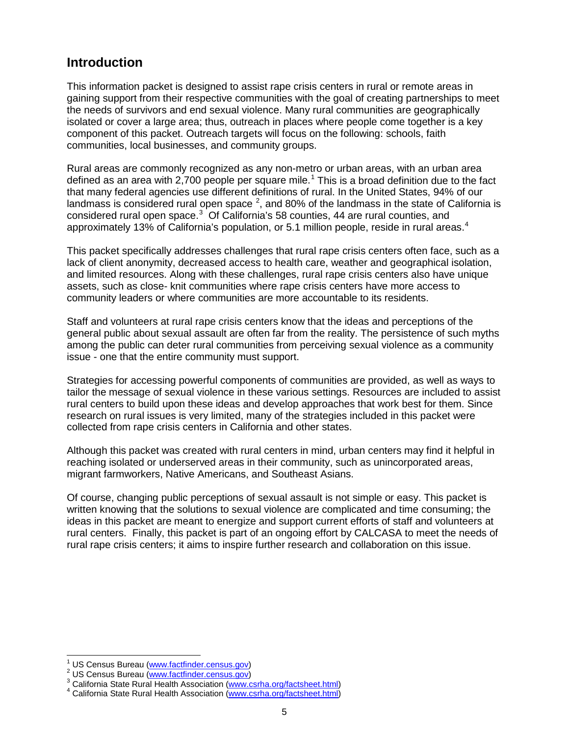## Introduction

This information packet is designed to assist rape crisis centers in rural or remote areas in gaining support from their respective communities with the goal of creating partnerships to meet the needs of survivors and end sexual violence. Many rural communities are geographically isolated or cover a large area; thus, outreach in places where people come together is a key component of this packet. Outreach targets will focus on the following: schools, faith communities, local businesses, and community groups.

Rural areas are commonly recognized as any non-metro or urban areas, with an urban area defined as an area with 2,700 people per square mile.[1] This is a broad definition due to the fact that many federal agencies use different definitions of rural. In the United States, 94% of our landmass is considered rural open space [2], and 80% of the landmass in the state of California is considered rural open space.[3] Of California's 58 counties, 44 are rural counties, and approximately 13% of California's population, or 5.1 million people, reside in rural areas.[4]

This packet specifically addresses challenges that rural rape crisis centers often face, such as a lack of client anonymity, decreased access to health care, weather and geographical isolation, and limited resources. Along with these challenges, rural rape crisis centers also have unique assets, such as close- knit communities where rape crisis centers have more access to community leaders or where communities are more accountable to its residents.

Staff and volunteers at rural rape crisis centers know that the ideas and perceptions of the general public about sexual assault are often far from the reality. The persistence of such myths among the public can deter rural communities from perceiving sexual violence as a community issue - one that the entire community must support.

Strategies for accessing powerful components of communities are provided, as well as ways to tailor the message of sexual violence in these various settings. Resources are included to assist rural centers to build upon these ideas and develop approaches that work best for them. Since research on rural issues is very limited, many of the strategies included in this packet were collected from rape crisis centers in California and other states.

Although this packet was created with rural centers in mind, urban centers may find it helpful in reaching isolated or underserved areas in their community, such as unincorporated areas, migrant farmworkers, Native Americans, and Southeast Asians.

Of course, changing public perceptions of sexual assault is not simple or easy. This packet is written knowing that the solutions to sexual violence are complicated and time consuming; the ideas in this packet are meant to energize and support current efforts of staff and volunteers at rural centers. Finally, this packet is part of an ongoing effort by CALCASA to meet the needs of rural rape crisis centers; it aims to inspire further research and collaboration on this issue.

---

[1] US Census Bureau (www.factfinder.census.gov)
[2] US Census Bureau (www.factfinder.census.gov)
[3] California State Rural Health Association (www.csrha.org/factsheet.html)
[4] California State Rural Health Association (www.csrha.org/factsheet.html)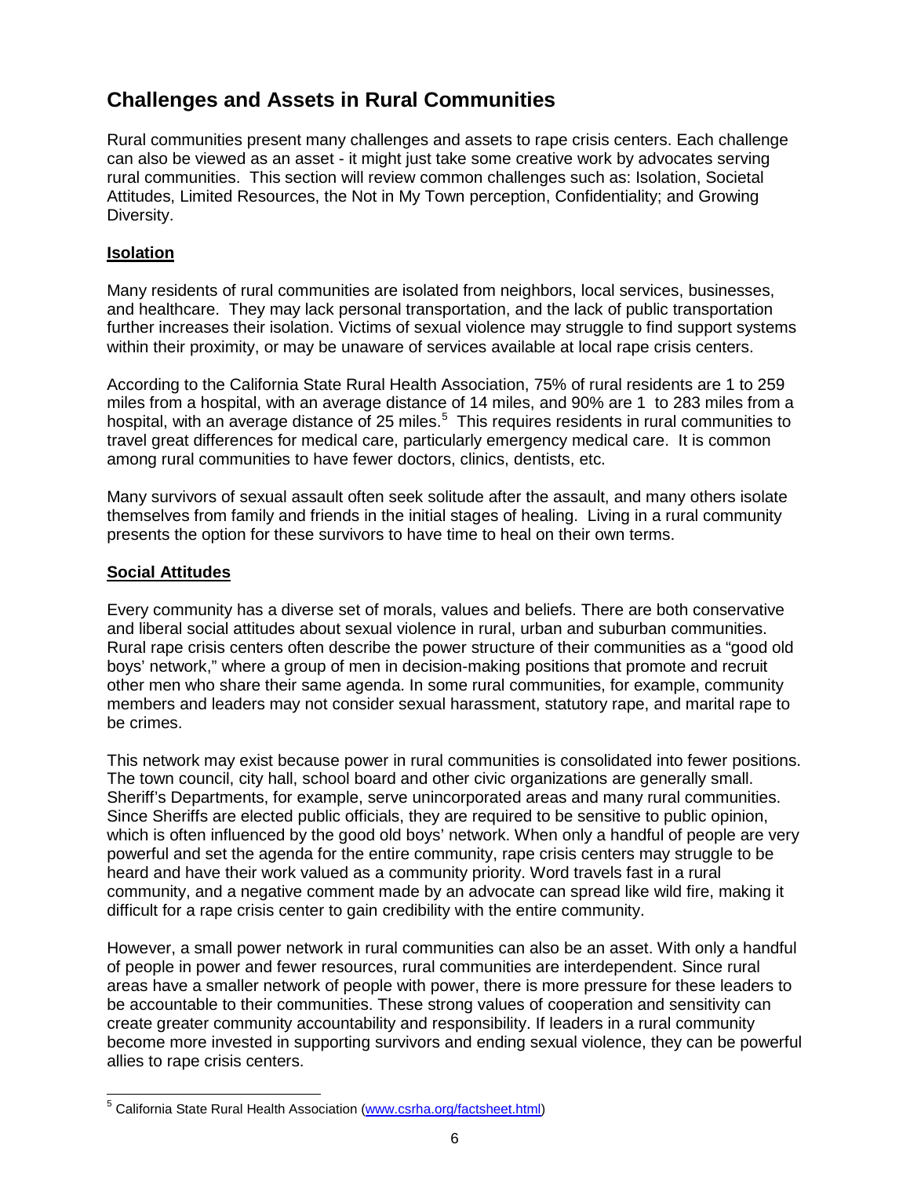## Challenges and Assets in Rural Communities

Rural communities present many challenges and assets to rape crisis centers. Each challenge can also be viewed as an asset - it might just take some creative work by advocates serving rural communities. This section will review common challenges such as: Isolation, Societal Attitudes, Limited Resources, the Not in My Town perception, Confidentiality; and Growing Diversity.

**Isolation**

Many residents of rural communities are isolated from neighbors, local services, businesses, and healthcare. They may lack personal transportation, and the lack of public transportation further increases their isolation. Victims of sexual violence may struggle to find support systems within their proximity, or may be unaware of services available at local rape crisis centers.

According to the California State Rural Health Association, 75% of rural residents are 1 to 259 miles from a hospital, with an average distance of 14 miles, and 90% are 1 to 283 miles from a hospital, with an average distance of 25 miles.[5] This requires residents in rural communities to travel great differences for medical care, particularly emergency medical care. It is common among rural communities to have fewer doctors, clinics, dentists, etc.

Many survivors of sexual assault often seek solitude after the assault, and many others isolate themselves from family and friends in the initial stages of healing. Living in a rural community presents the option for these survivors to have time to heal on their own terms.

**Social Attitudes**

Every community has a diverse set of morals, values and beliefs. There are both conservative and liberal social attitudes about sexual violence in rural, urban and suburban communities. Rural rape crisis centers often describe the power structure of their communities as a "good old boys' network," where a group of men in decision-making positions that promote and recruit other men who share their same agenda. In some rural communities, for example, community members and leaders may not consider sexual harassment, statutory rape, and marital rape to be crimes.

This network may exist because power in rural communities is consolidated into fewer positions. The town council, city hall, school board and other civic organizations are generally small. Sheriff's Departments, for example, serve unincorporated areas and many rural communities. Since Sheriffs are elected public officials, they are required to be sensitive to public opinion, which is often influenced by the good old boys' network. When only a handful of people are very powerful and set the agenda for the entire community, rape crisis centers may struggle to be heard and have their work valued as a community priority. Word travels fast in a rural community, and a negative comment made by an advocate can spread like wild fire, making it difficult for a rape crisis center to gain credibility with the entire community.

However, a small power network in rural communities can also be an asset. With only a handful of people in power and fewer resources, rural communities are interdependent. Since rural areas have a smaller network of people with power, there is more pressure for these leaders to be accountable to their communities. These strong values of cooperation and sensitivity can create greater community accountability and responsibility. If leaders in a rural community become more invested in supporting survivors and ending sexual violence, they can be powerful allies to rape crisis centers.

---

[5] California State Rural Health Association (www.csrha.org/factsheet.html)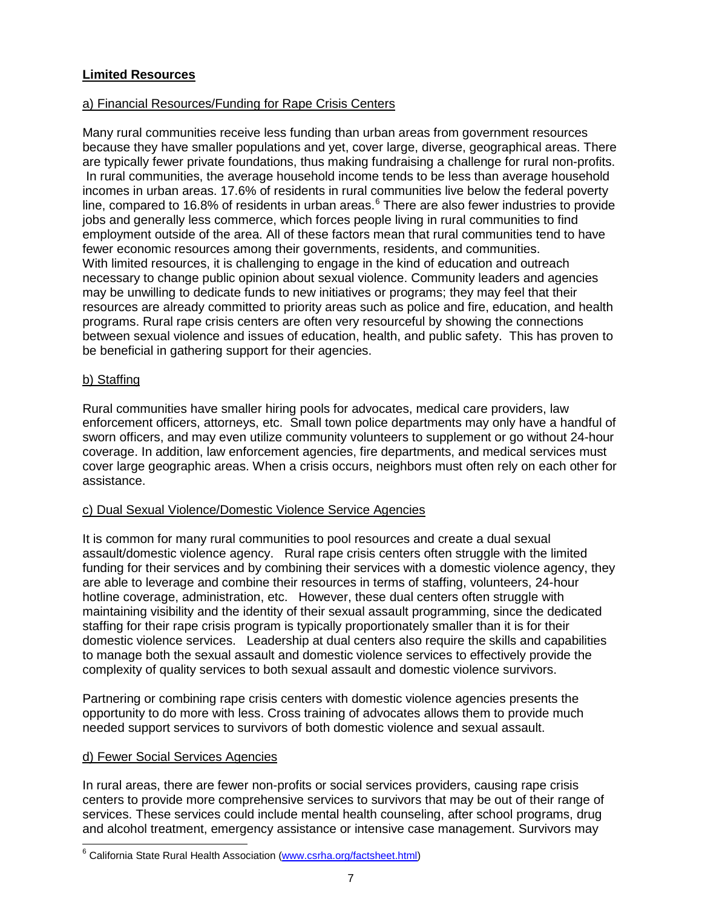## **Limited Resources**

a) Financial Resources/Funding for Rape Crisis Centers

Many rural communities receive less funding than urban areas from government resources because they have smaller populations and yet, cover large, diverse, geographical areas. There are typically fewer private foundations, thus making fundraising a challenge for rural non-profits. In rural communities, the average household income tends to be less than average household incomes in urban areas. 17.6% of residents in rural communities live below the federal poverty line, compared to 16.8% of residents in urban areas.[6] There are also fewer industries to provide jobs and generally less commerce, which forces people living in rural communities to find employment outside of the area. All of these factors mean that rural communities tend to have fewer economic resources among their governments, residents, and communities. With limited resources, it is challenging to engage in the kind of education and outreach necessary to change public opinion about sexual violence. Community leaders and agencies may be unwilling to dedicate funds to new initiatives or programs; they may feel that their resources are already committed to priority areas such as police and fire, education, and health programs. Rural rape crisis centers are often very resourceful by showing the connections between sexual violence and issues of education, health, and public safety. This has proven to be beneficial in gathering support for their agencies.

b) Staffing

Rural communities have smaller hiring pools for advocates, medical care providers, law enforcement officers, attorneys, etc. Small town police departments may only have a handful of sworn officers, and may even utilize community volunteers to supplement or go without 24-hour coverage. In addition, law enforcement agencies, fire departments, and medical services must cover large geographic areas. When a crisis occurs, neighbors must often rely on each other for assistance.

c) Dual Sexual Violence/Domestic Violence Service Agencies

It is common for many rural communities to pool resources and create a dual sexual assault/domestic violence agency. Rural rape crisis centers often struggle with the limited funding for their services and by combining their services with a domestic violence agency, they are able to leverage and combine their resources in terms of staffing, volunteers, 24-hour hotline coverage, administration, etc. However, these dual centers often struggle with maintaining visibility and the identity of their sexual assault programming, since the dedicated staffing for their rape crisis program is typically proportionately smaller than it is for their domestic violence services. Leadership at dual centers also require the skills and capabilities to manage both the sexual assault and domestic violence services to effectively provide the complexity of quality services to both sexual assault and domestic violence survivors.

Partnering or combining rape crisis centers with domestic violence agencies presents the opportunity to do more with less. Cross training of advocates allows them to provide much needed support services to survivors of both domestic violence and sexual assault.

d) Fewer Social Services Agencies

In rural areas, there are fewer non-profits or social services providers, causing rape crisis centers to provide more comprehensive services to survivors that may be out of their range of services. These services could include mental health counseling, after school programs, drug and alcohol treatment, emergency assistance or intensive case management. Survivors may

---

[6] California State Rural Health Association (www.csrha.org/factsheet.html)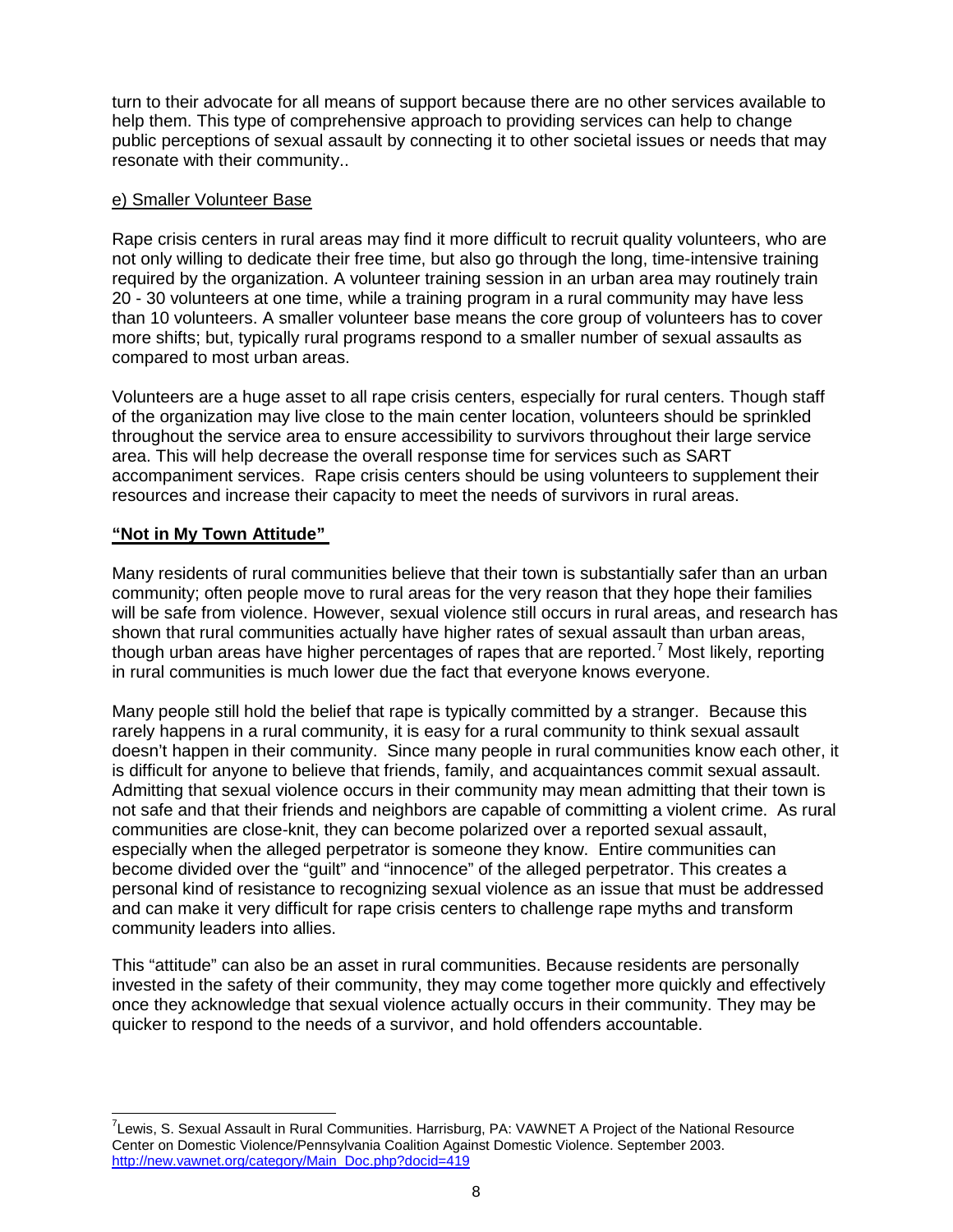turn to their advocate for all means of support because there are no other services available to help them. This type of comprehensive approach to providing services can help to change public perceptions of sexual assault by connecting it to other societal issues or needs that may resonate with their community..

e) Smaller Volunteer Base

Rape crisis centers in rural areas may find it more difficult to recruit quality volunteers, who are not only willing to dedicate their free time, but also go through the long, time-intensive training required by the organization. A volunteer training session in an urban area may routinely train 20 - 30 volunteers at one time, while a training program in a rural community may have less than 10 volunteers. A smaller volunteer base means the core group of volunteers has to cover more shifts; but, typically rural programs respond to a smaller number of sexual assaults as compared to most urban areas.

Volunteers are a huge asset to all rape crisis centers, especially for rural centers. Though staff of the organization may live close to the main center location, volunteers should be sprinkled throughout the service area to ensure accessibility to survivors throughout their large service area. This will help decrease the overall response time for services such as SART accompaniment services. Rape crisis centers should be using volunteers to supplement their resources and increase their capacity to meet the needs of survivors in rural areas.

## "Not in My Town Attitude"

Many residents of rural communities believe that their town is substantially safer than an urban community; often people move to rural areas for the very reason that they hope their families will be safe from violence. However, sexual violence still occurs in rural areas, and research has shown that rural communities actually have higher rates of sexual assault than urban areas, though urban areas have higher percentages of rapes that are reported.[7] Most likely, reporting in rural communities is much lower due the fact that everyone knows everyone.

Many people still hold the belief that rape is typically committed by a stranger. Because this rarely happens in a rural community, it is easy for a rural community to think sexual assault doesn't happen in their community. Since many people in rural communities know each other, it is difficult for anyone to believe that friends, family, and acquaintances commit sexual assault. Admitting that sexual violence occurs in their community may mean admitting that their town is not safe and that their friends and neighbors are capable of committing a violent crime. As rural communities are close-knit, they can become polarized over a reported sexual assault, especially when the alleged perpetrator is someone they know. Entire communities can become divided over the "guilt" and "innocence" of the alleged perpetrator. This creates a personal kind of resistance to recognizing sexual violence as an issue that must be addressed and can make it very difficult for rape crisis centers to challenge rape myths and transform community leaders into allies.

This "attitude" can also be an asset in rural communities. Because residents are personally invested in the safety of their community, they may come together more quickly and effectively once they acknowledge that sexual violence actually occurs in their community. They may be quicker to respond to the needs of a survivor, and hold offenders accountable.

---

[7] Lewis, S. Sexual Assault in Rural Communities. Harrisburg, PA: VAWNET A Project of the National Resource Center on Domestic Violence/Pennsylvania Coalition Against Domestic Violence. September 2003. http://new.vawnet.org/category/Main_Doc.php?docid=419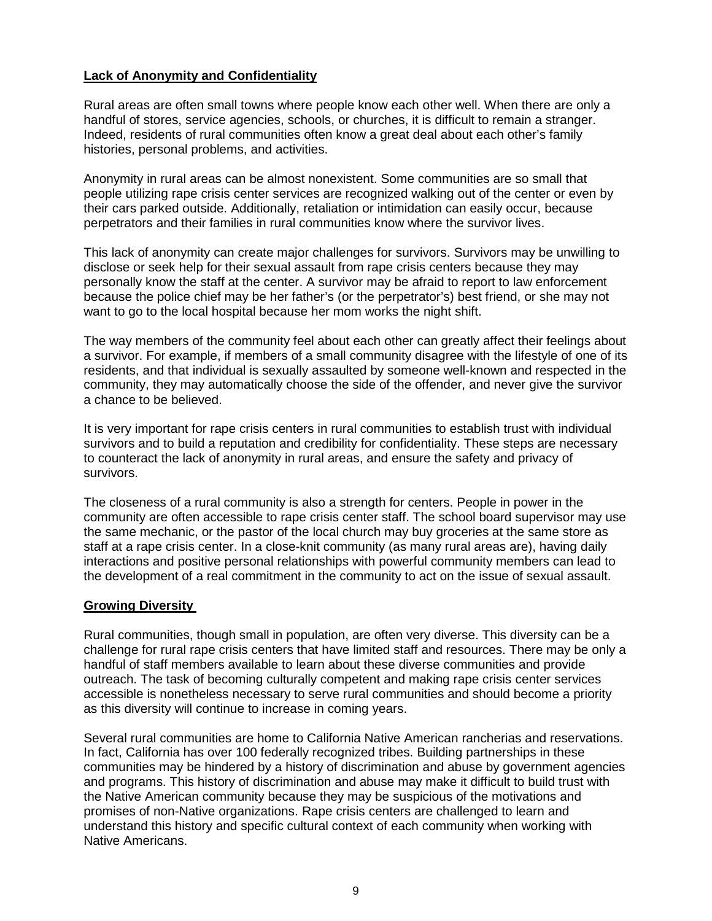## Lack of Anonymity and Confidentiality

Rural areas are often small towns where people know each other well. When there are only a handful of stores, service agencies, schools, or churches, it is difficult to remain a stranger. Indeed, residents of rural communities often know a great deal about each other's family histories, personal problems, and activities.

Anonymity in rural areas can be almost nonexistent. Some communities are so small that people utilizing rape crisis center services are recognized walking out of the center or even by their cars parked outside. Additionally, retaliation or intimidation can easily occur, because perpetrators and their families in rural communities know where the survivor lives.

This lack of anonymity can create major challenges for survivors. Survivors may be unwilling to disclose or seek help for their sexual assault from rape crisis centers because they may personally know the staff at the center. A survivor may be afraid to report to law enforcement because the police chief may be her father's (or the perpetrator's) best friend, or she may not want to go to the local hospital because her mom works the night shift.

The way members of the community feel about each other can greatly affect their feelings about a survivor. For example, if members of a small community disagree with the lifestyle of one of its residents, and that individual is sexually assaulted by someone well-known and respected in the community, they may automatically choose the side of the offender, and never give the survivor a chance to be believed.

It is very important for rape crisis centers in rural communities to establish trust with individual survivors and to build a reputation and credibility for confidentiality. These steps are necessary to counteract the lack of anonymity in rural areas, and ensure the safety and privacy of survivors.

The closeness of a rural community is also a strength for centers. People in power in the community are often accessible to rape crisis center staff. The school board supervisor may use the same mechanic, or the pastor of the local church may buy groceries at the same store as staff at a rape crisis center. In a close-knit community (as many rural areas are), having daily interactions and positive personal relationships with powerful community members can lead to the development of a real commitment in the community to act on the issue of sexual assault.

## Growing Diversity

Rural communities, though small in population, are often very diverse. This diversity can be a challenge for rural rape crisis centers that have limited staff and resources. There may be only a handful of staff members available to learn about these diverse communities and provide outreach. The task of becoming culturally competent and making rape crisis center services accessible is nonetheless necessary to serve rural communities and should become a priority as this diversity will continue to increase in coming years.

Several rural communities are home to California Native American rancherias and reservations. In fact, California has over 100 federally recognized tribes. Building partnerships in these communities may be hindered by a history of discrimination and abuse by government agencies and programs. This history of discrimination and abuse may make it difficult to build trust with the Native American community because they may be suspicious of the motivations and promises of non-Native organizations. Rape crisis centers are challenged to learn and understand this history and specific cultural context of each community when working with Native Americans.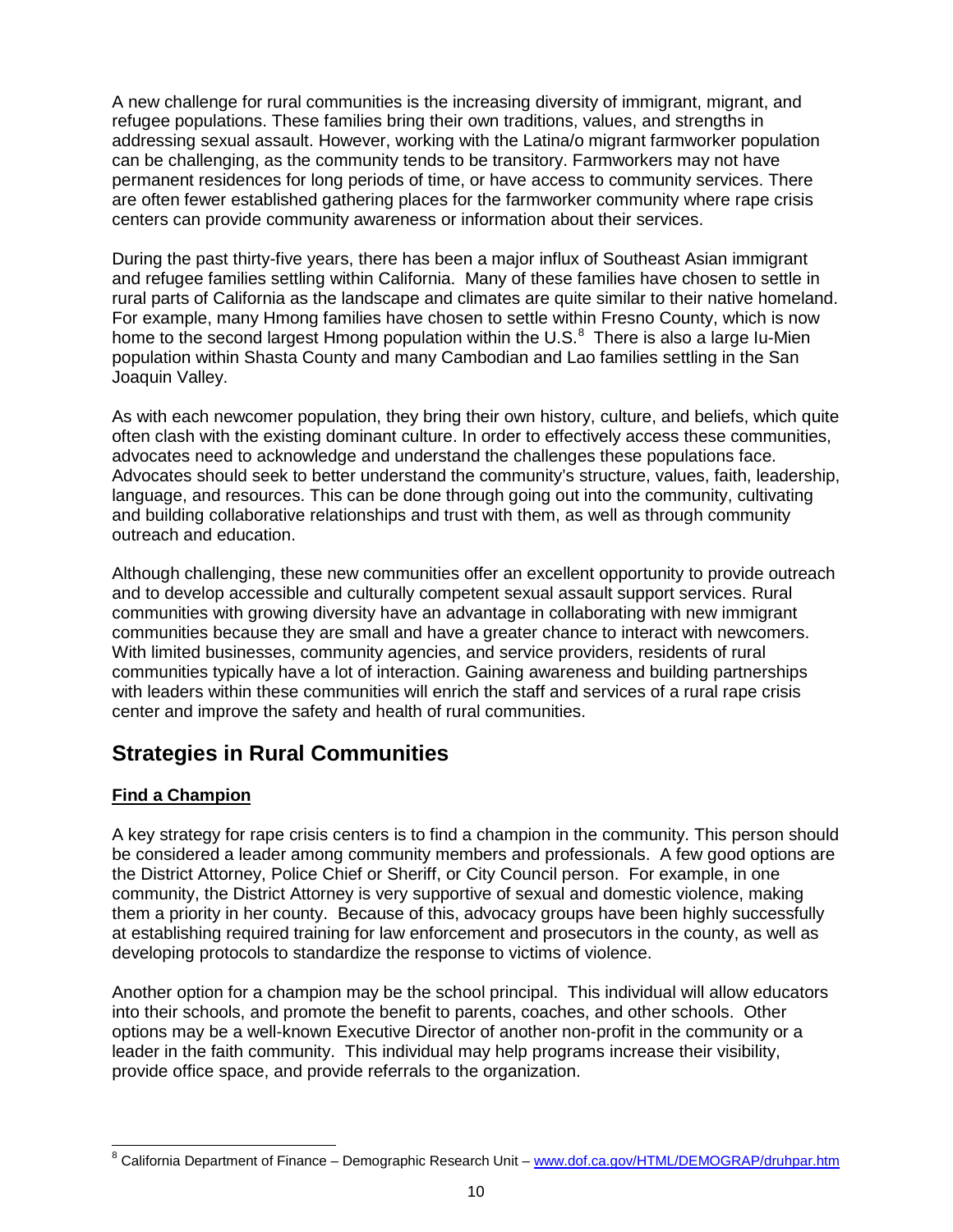A new challenge for rural communities is the increasing diversity of immigrant, migrant, and refugee populations. These families bring their own traditions, values, and strengths in addressing sexual assault. However, working with the Latina/o migrant farmworker population can be challenging, as the community tends to be transitory. Farmworkers may not have permanent residences for long periods of time, or have access to community services. There are often fewer established gathering places for the farmworker community where rape crisis centers can provide community awareness or information about their services.

During the past thirty-five years, there has been a major influx of Southeast Asian immigrant and refugee families settling within California. Many of these families have chosen to settle in rural parts of California as the landscape and climates are quite similar to their native homeland. For example, many Hmong families have chosen to settle within Fresno County, which is now home to the second largest Hmong population within the U.S.[8] There is also a large Iu-Mien population within Shasta County and many Cambodian and Lao families settling in the San Joaquin Valley.

As with each newcomer population, they bring their own history, culture, and beliefs, which quite often clash with the existing dominant culture. In order to effectively access these communities, advocates need to acknowledge and understand the challenges these populations face. Advocates should seek to better understand the community's structure, values, faith, leadership, language, and resources. This can be done through going out into the community, cultivating and building collaborative relationships and trust with them, as well as through community outreach and education.

Although challenging, these new communities offer an excellent opportunity to provide outreach and to develop accessible and culturally competent sexual assault support services. Rural communities with growing diversity have an advantage in collaborating with new immigrant communities because they are small and have a greater chance to interact with newcomers. With limited businesses, community agencies, and service providers, residents of rural communities typically have a lot of interaction. Gaining awareness and building partnerships with leaders within these communities will enrich the staff and services of a rural rape crisis center and improve the safety and health of rural communities.

## Strategies in Rural Communities

**Find a Champion**

A key strategy for rape crisis centers is to find a champion in the community. This person should be considered a leader among community members and professionals. A few good options are the District Attorney, Police Chief or Sheriff, or City Council person. For example, in one community, the District Attorney is very supportive of sexual and domestic violence, making them a priority in her county. Because of this, advocacy groups have been highly successfully at establishing required training for law enforcement and prosecutors in the county, as well as developing protocols to standardize the response to victims of violence.

Another option for a champion may be the school principal. This individual will allow educators into their schools, and promote the benefit to parents, coaches, and other schools. Other options may be a well-known Executive Director of another non-profit in the community or a leader in the faith community. This individual may help programs increase their visibility, provide office space, and provide referrals to the organization.

---

[8] California Department of Finance – Demographic Research Unit – www.dof.ca.gov/HTML/DEMOGRAP/druhpar.htm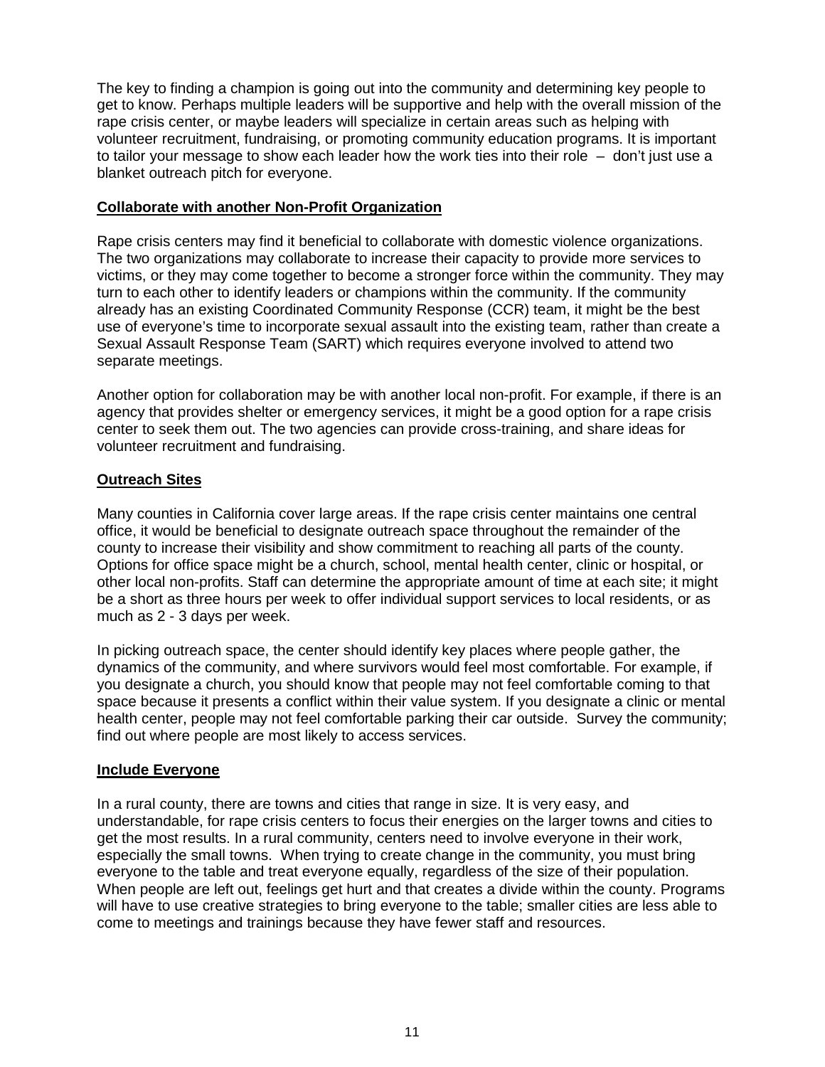The key to finding a champion is going out into the community and determining key people to get to know. Perhaps multiple leaders will be supportive and help with the overall mission of the rape crisis center, or maybe leaders will specialize in certain areas such as helping with volunteer recruitment, fundraising, or promoting community education programs. It is important to tailor your message to show each leader how the work ties into their role – don't just use a blanket outreach pitch for everyone.

**Collaborate with another Non-Profit Organization**

Rape crisis centers may find it beneficial to collaborate with domestic violence organizations. The two organizations may collaborate to increase their capacity to provide more services to victims, or they may come together to become a stronger force within the community. They may turn to each other to identify leaders or champions within the community. If the community already has an existing Coordinated Community Response (CCR) team, it might be the best use of everyone's time to incorporate sexual assault into the existing team, rather than create a Sexual Assault Response Team (SART) which requires everyone involved to attend two separate meetings.

Another option for collaboration may be with another local non-profit. For example, if there is an agency that provides shelter or emergency services, it might be a good option for a rape crisis center to seek them out. The two agencies can provide cross-training, and share ideas for volunteer recruitment and fundraising.

**Outreach Sites**

Many counties in California cover large areas. If the rape crisis center maintains one central office, it would be beneficial to designate outreach space throughout the remainder of the county to increase their visibility and show commitment to reaching all parts of the county. Options for office space might be a church, school, mental health center, clinic or hospital, or other local non-profits. Staff can determine the appropriate amount of time at each site; it might be a short as three hours per week to offer individual support services to local residents, or as much as 2 - 3 days per week.

In picking outreach space, the center should identify key places where people gather, the dynamics of the community, and where survivors would feel most comfortable. For example, if you designate a church, you should know that people may not feel comfortable coming to that space because it presents a conflict within their value system. If you designate a clinic or mental health center, people may not feel comfortable parking their car outside. Survey the community; find out where people are most likely to access services.

**Include Everyone**

In a rural county, there are towns and cities that range in size. It is very easy, and understandable, for rape crisis centers to focus their energies on the larger towns and cities to get the most results. In a rural community, centers need to involve everyone in their work, especially the small towns. When trying to create change in the community, you must bring everyone to the table and treat everyone equally, regardless of the size of their population. When people are left out, feelings get hurt and that creates a divide within the county. Programs will have to use creative strategies to bring everyone to the table; smaller cities are less able to come to meetings and trainings because they have fewer staff and resources.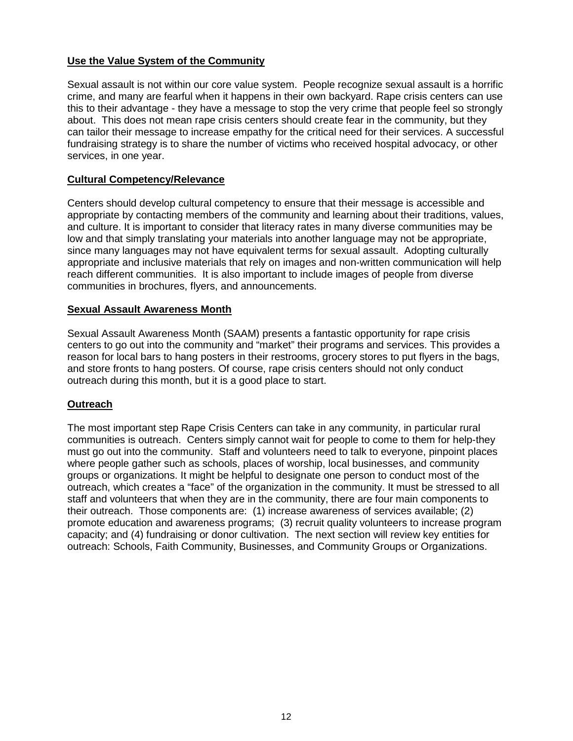**Use the Value System of the Community**

Sexual assault is not within our core value system. People recognize sexual assault is a horrific crime, and many are fearful when it happens in their own backyard. Rape crisis centers can use this to their advantage - they have a message to stop the very crime that people feel so strongly about. This does not mean rape crisis centers should create fear in the community, but they can tailor their message to increase empathy for the critical need for their services. A successful fundraising strategy is to share the number of victims who received hospital advocacy, or other services, in one year.

**Cultural Competency/Relevance**

Centers should develop cultural competency to ensure that their message is accessible and appropriate by contacting members of the community and learning about their traditions, values, and culture. It is important to consider that literacy rates in many diverse communities may be low and that simply translating your materials into another language may not be appropriate, since many languages may not have equivalent terms for sexual assault. Adopting culturally appropriate and inclusive materials that rely on images and non-written communication will help reach different communities. It is also important to include images of people from diverse communities in brochures, flyers, and announcements.

**Sexual Assault Awareness Month**

Sexual Assault Awareness Month (SAAM) presents a fantastic opportunity for rape crisis centers to go out into the community and "market" their programs and services. This provides a reason for local bars to hang posters in their restrooms, grocery stores to put flyers in the bags, and store fronts to hang posters. Of course, rape crisis centers should not only conduct outreach during this month, but it is a good place to start.

**Outreach**

The most important step Rape Crisis Centers can take in any community, in particular rural communities is outreach. Centers simply cannot wait for people to come to them for help-they must go out into the community. Staff and volunteers need to talk to everyone, pinpoint places where people gather such as schools, places of worship, local businesses, and community groups or organizations. It might be helpful to designate one person to conduct most of the outreach, which creates a "face" of the organization in the community. It must be stressed to all staff and volunteers that when they are in the community, there are four main components to their outreach. Those components are: (1) increase awareness of services available; (2) promote education and awareness programs; (3) recruit quality volunteers to increase program capacity; and (4) fundraising or donor cultivation. The next section will review key entities for outreach: Schools, Faith Community, Businesses, and Community Groups or Organizations.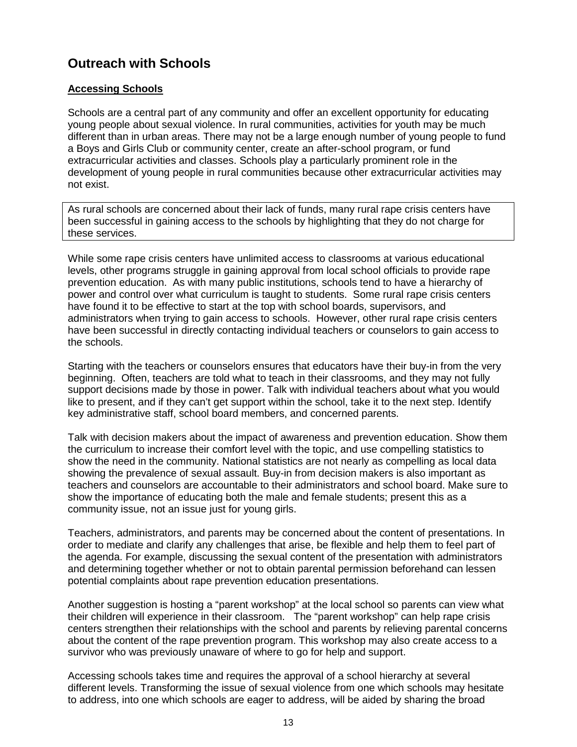## Outreach with Schools

### Accessing Schools

Schools are a central part of any community and offer an excellent opportunity for educating young people about sexual violence. In rural communities, activities for youth may be much different than in urban areas. There may not be a large enough number of young people to fund a Boys and Girls Club or community center, create an after-school program, or fund extracurricular activities and classes. Schools play a particularly prominent role in the development of young people in rural communities because other extracurricular activities may not exist.

> As rural schools are concerned about their lack of funds, many rural rape crisis centers have been successful in gaining access to the schools by highlighting that they do not charge for these services.

While some rape crisis centers have unlimited access to classrooms at various educational levels, other programs struggle in gaining approval from local school officials to provide rape prevention education. As with many public institutions, schools tend to have a hierarchy of power and control over what curriculum is taught to students. Some rural rape crisis centers have found it to be effective to start at the top with school boards, supervisors, and administrators when trying to gain access to schools. However, other rural rape crisis centers have been successful in directly contacting individual teachers or counselors to gain access to the schools.

Starting with the teachers or counselors ensures that educators have their buy-in from the very beginning. Often, teachers are told what to teach in their classrooms, and they may not fully support decisions made by those in power. Talk with individual teachers about what you would like to present, and if they can't get support within the school, take it to the next step. Identify key administrative staff, school board members, and concerned parents.

Talk with decision makers about the impact of awareness and prevention education. Show them the curriculum to increase their comfort level with the topic, and use compelling statistics to show the need in the community. National statistics are not nearly as compelling as local data showing the prevalence of sexual assault. Buy-in from decision makers is also important as teachers and counselors are accountable to their administrators and school board. Make sure to show the importance of educating both the male and female students; present this as a community issue, not an issue just for young girls.

Teachers, administrators, and parents may be concerned about the content of presentations. In order to mediate and clarify any challenges that arise, be flexible and help them to feel part of the agenda. For example, discussing the sexual content of the presentation with administrators and determining together whether or not to obtain parental permission beforehand can lessen potential complaints about rape prevention education presentations.

Another suggestion is hosting a "parent workshop" at the local school so parents can view what their children will experience in their classroom. The "parent workshop" can help rape crisis centers strengthen their relationships with the school and parents by relieving parental concerns about the content of the rape prevention program. This workshop may also create access to a survivor who was previously unaware of where to go for help and support.

Accessing schools takes time and requires the approval of a school hierarchy at several different levels. Transforming the issue of sexual violence from one which schools may hesitate to address, into one which schools are eager to address, will be aided by sharing the broad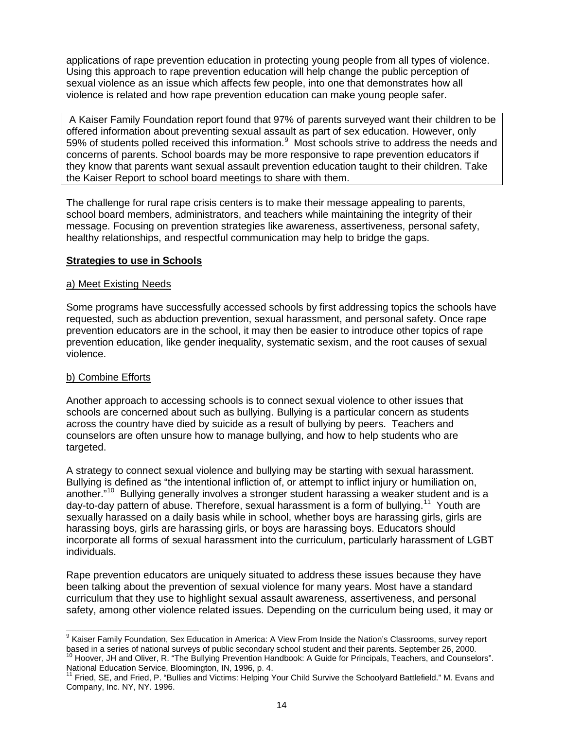applications of rape prevention education in protecting young people from all types of violence. Using this approach to rape prevention education will help change the public perception of sexual violence as an issue which affects few people, into one that demonstrates how all violence is related and how rape prevention education can make young people safer.

A Kaiser Family Foundation report found that 97% of parents surveyed want their children to be offered information about preventing sexual assault as part of sex education. However, only 59% of students polled received this information.[9] Most schools strive to address the needs and concerns of parents. School boards may be more responsive to rape prevention educators if they know that parents want sexual assault prevention education taught to their children. Take the Kaiser Report to school board meetings to share with them.

The challenge for rural rape crisis centers is to make their message appealing to parents, school board members, administrators, and teachers while maintaining the integrity of their message. Focusing on prevention strategies like awareness, assertiveness, personal safety, healthy relationships, and respectful communication may help to bridge the gaps.

## Strategies to use in Schools

### a) Meet Existing Needs

Some programs have successfully accessed schools by first addressing topics the schools have requested, such as abduction prevention, sexual harassment, and personal safety. Once rape prevention educators are in the school, it may then be easier to introduce other topics of rape prevention education, like gender inequality, systematic sexism, and the root causes of sexual violence.

### b) Combine Efforts

Another approach to accessing schools is to connect sexual violence to other issues that schools are concerned about such as bullying. Bullying is a particular concern as students across the country have died by suicide as a result of bullying by peers. Teachers and counselors are often unsure how to manage bullying, and how to help students who are targeted.

A strategy to connect sexual violence and bullying may be starting with sexual harassment. Bullying is defined as "the intentional infliction of, or attempt to inflict injury or humiliation on, another."[10] Bullying generally involves a stronger student harassing a weaker student and is a day-to-day pattern of abuse. Therefore, sexual harassment is a form of bullying.[11] Youth are sexually harassed on a daily basis while in school, whether boys are harassing girls, girls are harassing boys, girls are harassing girls, or boys are harassing boys. Educators should incorporate all forms of sexual harassment into the curriculum, particularly harassment of LGBT individuals.

Rape prevention educators are uniquely situated to address these issues because they have been talking about the prevention of sexual violence for many years. Most have a standard curriculum that they use to highlight sexual assault awareness, assertiveness, and personal safety, among other violence related issues. Depending on the curriculum being used, it may or

---

[9] Kaiser Family Foundation, Sex Education in America: A View From Inside the Nation's Classrooms, survey report based in a series of national surveys of public secondary school student and their parents. September 26, 2000.

[10] Hoover, JH and Oliver, R. "The Bullying Prevention Handbook: A Guide for Principals, Teachers, and Counselors". National Education Service, Bloomington, IN, 1996, p. 4.

[11] Fried, SE, and Fried, P. "Bullies and Victims: Helping Your Child Survive the Schoolyard Battlefield." M. Evans and Company, Inc. NY, NY. 1996.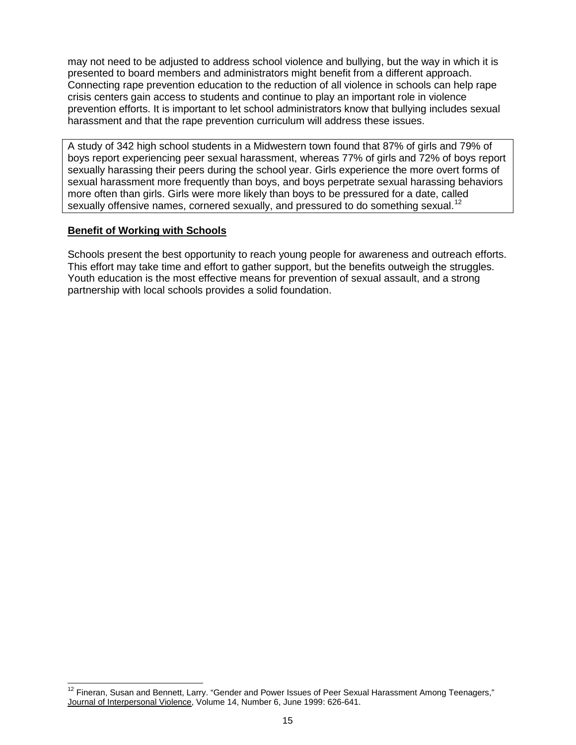may not need to be adjusted to address school violence and bullying, but the way in which it is presented to board members and administrators might benefit from a different approach. Connecting rape prevention education to the reduction of all violence in schools can help rape crisis centers gain access to students and continue to play an important role in violence prevention efforts. It is important to let school administrators know that bullying includes sexual harassment and that the rape prevention curriculum will address these issues.

> A study of 342 high school students in a Midwestern town found that 87% of girls and 79% of boys report experiencing peer sexual harassment, whereas 77% of girls and 72% of boys report sexually harassing their peers during the school year. Girls experience the more overt forms of sexual harassment more frequently than boys, and boys perpetrate sexual harassing behaviors more often than girls. Girls were more likely than boys to be pressured for a date, called sexually offensive names, cornered sexually, and pressured to do something sexual.[12]

**Benefit of Working with Schools**

Schools present the best opportunity to reach young people for awareness and outreach efforts. This effort may take time and effort to gather support, but the benefits outweigh the struggles. Youth education is the most effective means for prevention of sexual assault, and a strong partnership with local schools provides a solid foundation.

---

[12] Fineran, Susan and Bennett, Larry. "Gender and Power Issues of Peer Sexual Harassment Among Teenagers," Journal of Interpersonal Violence, Volume 14, Number 6, June 1999: 626-641.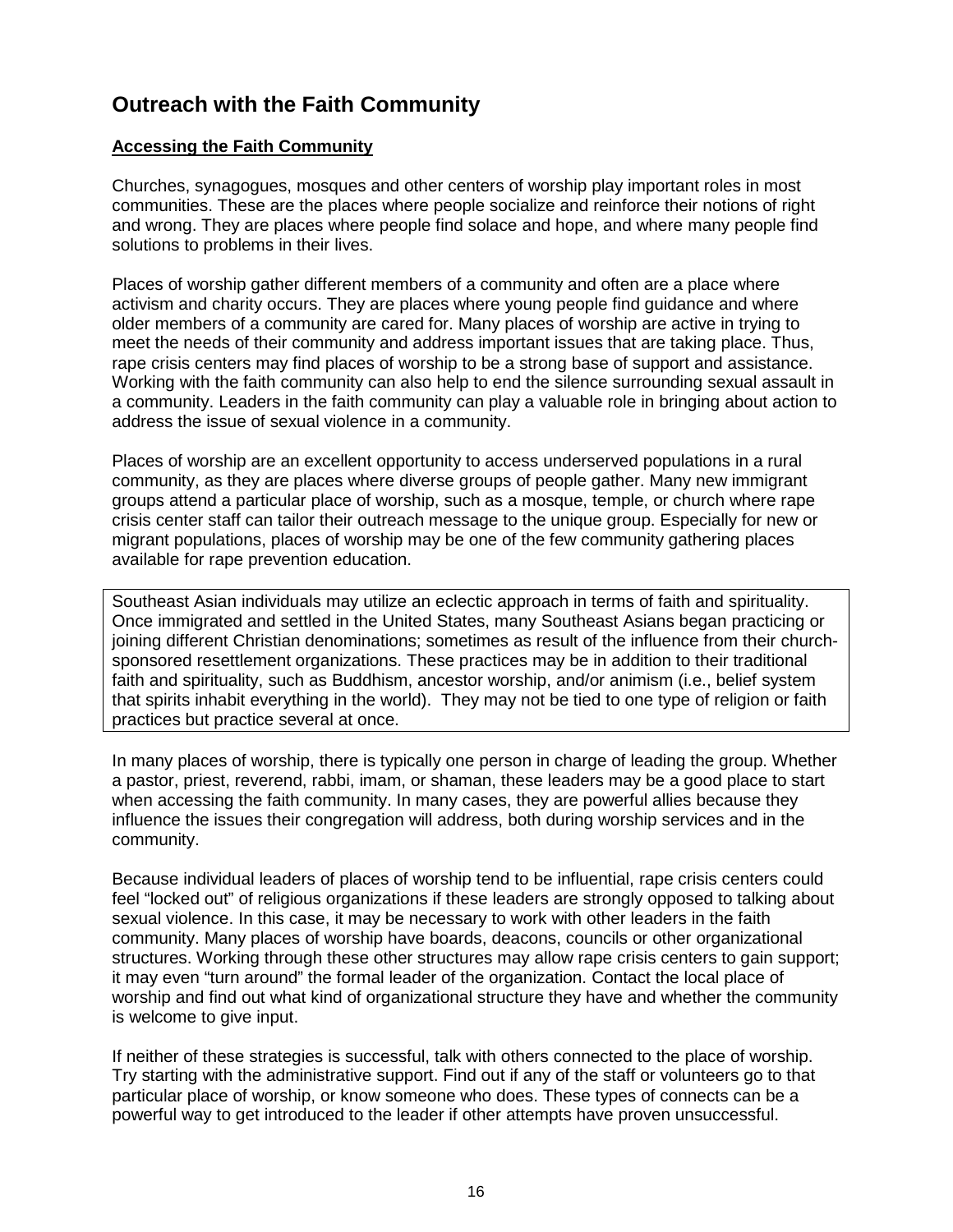## Outreach with the Faith Community

### Accessing the Faith Community

Churches, synagogues, mosques and other centers of worship play important roles in most communities. These are the places where people socialize and reinforce their notions of right and wrong. They are places where people find solace and hope, and where many people find solutions to problems in their lives.

Places of worship gather different members of a community and often are a place where activism and charity occurs. They are places where young people find guidance and where older members of a community are cared for. Many places of worship are active in trying to meet the needs of their community and address important issues that are taking place. Thus, rape crisis centers may find places of worship to be a strong base of support and assistance. Working with the faith community can also help to end the silence surrounding sexual assault in a community. Leaders in the faith community can play a valuable role in bringing about action to address the issue of sexual violence in a community.

Places of worship are an excellent opportunity to access underserved populations in a rural community, as they are places where diverse groups of people gather. Many new immigrant groups attend a particular place of worship, such as a mosque, temple, or church where rape crisis center staff can tailor their outreach message to the unique group. Especially for new or migrant populations, places of worship may be one of the few community gathering places available for rape prevention education.

> Southeast Asian individuals may utilize an eclectic approach in terms of faith and spirituality. Once immigrated and settled in the United States, many Southeast Asians began practicing or joining different Christian denominations; sometimes as result of the influence from their church-sponsored resettlement organizations. These practices may be in addition to their traditional faith and spirituality, such as Buddhism, ancestor worship, and/or animism (i.e., belief system that spirits inhabit everything in the world). They may not be tied to one type of religion or faith practices but practice several at once.

In many places of worship, there is typically one person in charge of leading the group. Whether a pastor, priest, reverend, rabbi, imam, or shaman, these leaders may be a good place to start when accessing the faith community. In many cases, they are powerful allies because they influence the issues their congregation will address, both during worship services and in the community.

Because individual leaders of places of worship tend to be influential, rape crisis centers could feel "locked out" of religious organizations if these leaders are strongly opposed to talking about sexual violence. In this case, it may be necessary to work with other leaders in the faith community. Many places of worship have boards, deacons, councils or other organizational structures. Working through these other structures may allow rape crisis centers to gain support; it may even "turn around" the formal leader of the organization. Contact the local place of worship and find out what kind of organizational structure they have and whether the community is welcome to give input.

If neither of these strategies is successful, talk with others connected to the place of worship. Try starting with the administrative support. Find out if any of the staff or volunteers go to that particular place of worship, or know someone who does. These types of connects can be a powerful way to get introduced to the leader if other attempts have proven unsuccessful.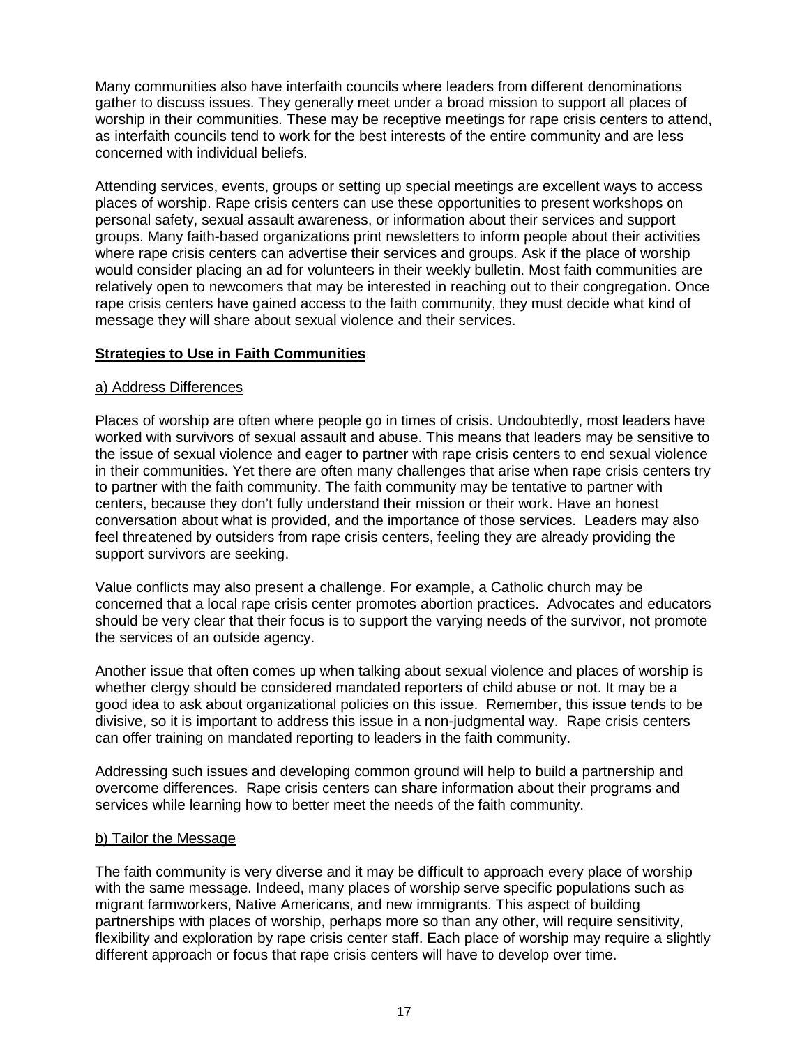Many communities also have interfaith councils where leaders from different denominations gather to discuss issues. They generally meet under a broad mission to support all places of worship in their communities. These may be receptive meetings for rape crisis centers to attend, as interfaith councils tend to work for the best interests of the entire community and are less concerned with individual beliefs.

Attending services, events, groups or setting up special meetings are excellent ways to access places of worship. Rape crisis centers can use these opportunities to present workshops on personal safety, sexual assault awareness, or information about their services and support groups. Many faith-based organizations print newsletters to inform people about their activities where rape crisis centers can advertise their services and groups. Ask if the place of worship would consider placing an ad for volunteers in their weekly bulletin. Most faith communities are relatively open to newcomers that may be interested in reaching out to their congregation. Once rape crisis centers have gained access to the faith community, they must decide what kind of message they will share about sexual violence and their services.

## Strategies to Use in Faith Communities

### a) Address Differences

Places of worship are often where people go in times of crisis. Undoubtedly, most leaders have worked with survivors of sexual assault and abuse. This means that leaders may be sensitive to the issue of sexual violence and eager to partner with rape crisis centers to end sexual violence in their communities. Yet there are often many challenges that arise when rape crisis centers try to partner with the faith community. The faith community may be tentative to partner with centers, because they don't fully understand their mission or their work. Have an honest conversation about what is provided, and the importance of those services. Leaders may also feel threatened by outsiders from rape crisis centers, feeling they are already providing the support survivors are seeking.

Value conflicts may also present a challenge. For example, a Catholic church may be concerned that a local rape crisis center promotes abortion practices. Advocates and educators should be very clear that their focus is to support the varying needs of the survivor, not promote the services of an outside agency.

Another issue that often comes up when talking about sexual violence and places of worship is whether clergy should be considered mandated reporters of child abuse or not. It may be a good idea to ask about organizational policies on this issue. Remember, this issue tends to be divisive, so it is important to address this issue in a non-judgmental way. Rape crisis centers can offer training on mandated reporting to leaders in the faith community.

Addressing such issues and developing common ground will help to build a partnership and overcome differences. Rape crisis centers can share information about their programs and services while learning how to better meet the needs of the faith community.

### b) Tailor the Message

The faith community is very diverse and it may be difficult to approach every place of worship with the same message. Indeed, many places of worship serve specific populations such as migrant farmworkers, Native Americans, and new immigrants. This aspect of building partnerships with places of worship, perhaps more so than any other, will require sensitivity, flexibility and exploration by rape crisis center staff. Each place of worship may require a slightly different approach or focus that rape crisis centers will have to develop over time.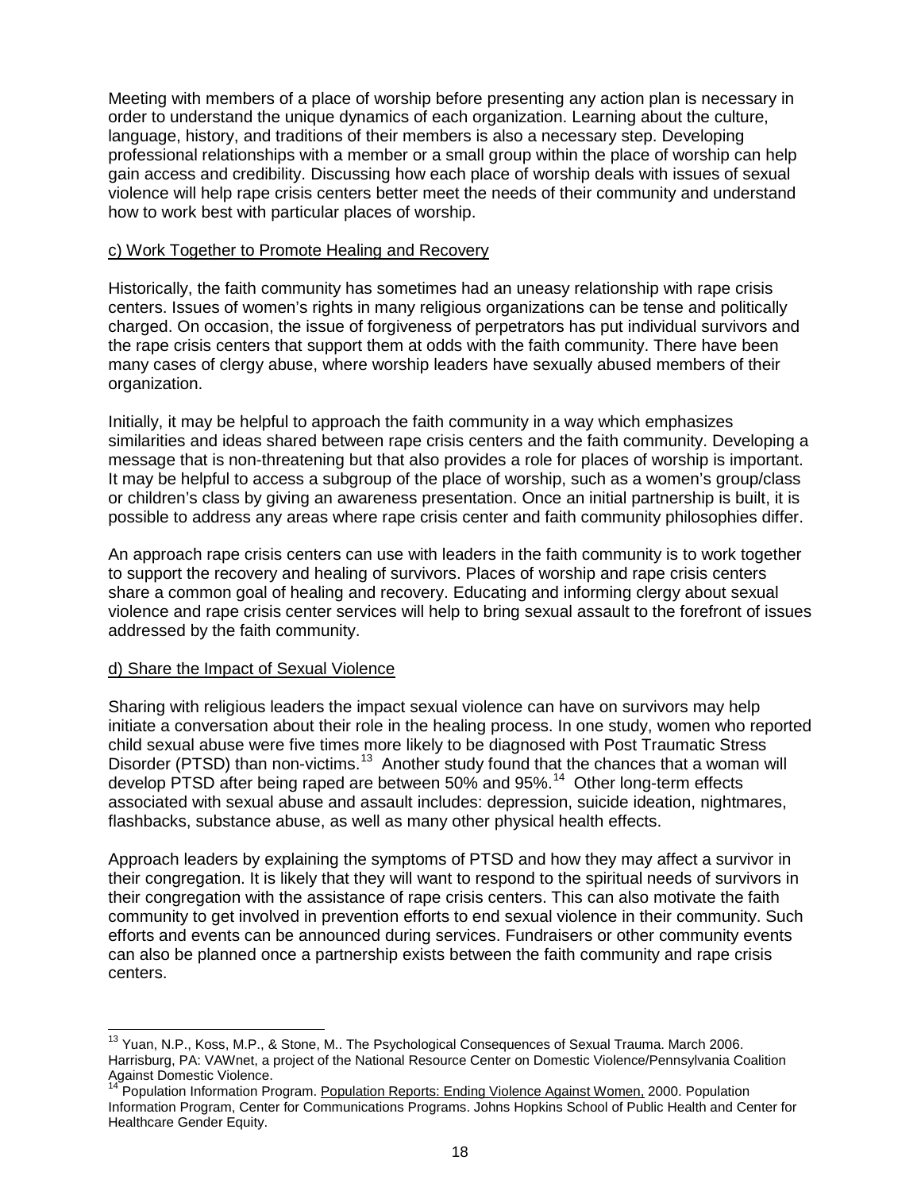Meeting with members of a place of worship before presenting any action plan is necessary in order to understand the unique dynamics of each organization. Learning about the culture, language, history, and traditions of their members is also a necessary step. Developing professional relationships with a member or a small group within the place of worship can help gain access and credibility. Discussing how each place of worship deals with issues of sexual violence will help rape crisis centers better meet the needs of their community and understand how to work best with particular places of worship.

c) Work Together to Promote Healing and Recovery

Historically, the faith community has sometimes had an uneasy relationship with rape crisis centers. Issues of women's rights in many religious organizations can be tense and politically charged. On occasion, the issue of forgiveness of perpetrators has put individual survivors and the rape crisis centers that support them at odds with the faith community. There have been many cases of clergy abuse, where worship leaders have sexually abused members of their organization.

Initially, it may be helpful to approach the faith community in a way which emphasizes similarities and ideas shared between rape crisis centers and the faith community. Developing a message that is non-threatening but that also provides a role for places of worship is important. It may be helpful to access a subgroup of the place of worship, such as a women's group/class or children's class by giving an awareness presentation. Once an initial partnership is built, it is possible to address any areas where rape crisis center and faith community philosophies differ.

An approach rape crisis centers can use with leaders in the faith community is to work together to support the recovery and healing of survivors. Places of worship and rape crisis centers share a common goal of healing and recovery. Educating and informing clergy about sexual violence and rape crisis center services will help to bring sexual assault to the forefront of issues addressed by the faith community.

d) Share the Impact of Sexual Violence

Sharing with religious leaders the impact sexual violence can have on survivors may help initiate a conversation about their role in the healing process. In one study, women who reported child sexual abuse were five times more likely to be diagnosed with Post Traumatic Stress Disorder (PTSD) than non-victims.[13] Another study found that the chances that a woman will develop PTSD after being raped are between 50% and 95%.[14] Other long-term effects associated with sexual abuse and assault includes: depression, suicide ideation, nightmares, flashbacks, substance abuse, as well as many other physical health effects.

Approach leaders by explaining the symptoms of PTSD and how they may affect a survivor in their congregation. It is likely that they will want to respond to the spiritual needs of survivors in their congregation with the assistance of rape crisis centers. This can also motivate the faith community to get involved in prevention efforts to end sexual violence in their community. Such efforts and events can be announced during services. Fundraisers or other community events can also be planned once a partnership exists between the faith community and rape crisis centers.

---

[13] Yuan, N.P., Koss, M.P., & Stone, M.. The Psychological Consequences of Sexual Trauma. March 2006. Harrisburg, PA: VAWnet, a project of the National Resource Center on Domestic Violence/Pennsylvania Coalition Against Domestic Violence.

[14] Population Information Program. Population Reports: Ending Violence Against Women, 2000. Population Information Program, Center for Communications Programs. Johns Hopkins School of Public Health and Center for Healthcare Gender Equity.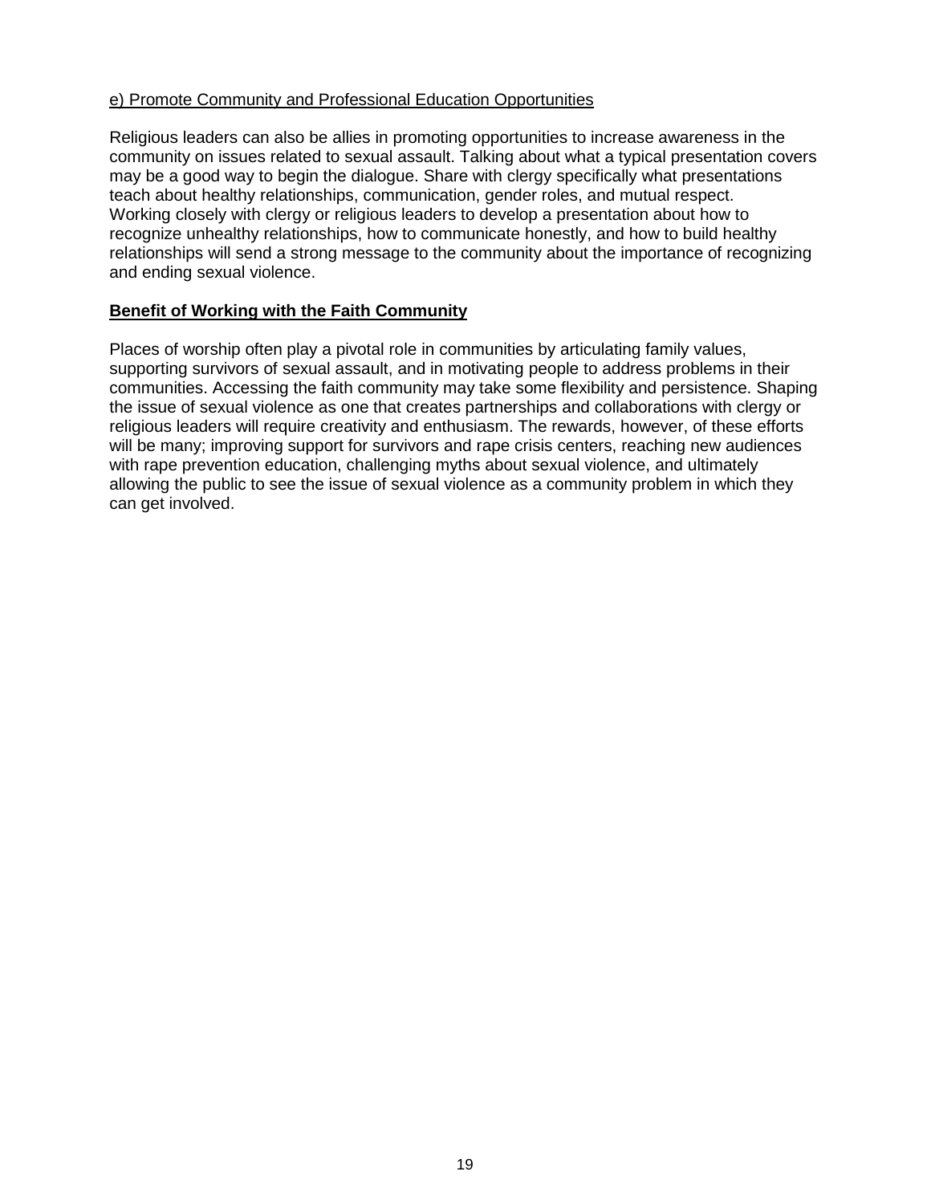e) Promote Community and Professional Education Opportunities

Religious leaders can also be allies in promoting opportunities to increase awareness in the community on issues related to sexual assault. Talking about what a typical presentation covers may be a good way to begin the dialogue. Share with clergy specifically what presentations teach about healthy relationships, communication, gender roles, and mutual respect. Working closely with clergy or religious leaders to develop a presentation about how to recognize unhealthy relationships, how to communicate honestly, and how to build healthy relationships will send a strong message to the community about the importance of recognizing and ending sexual violence.

## **Benefit of Working with the Faith Community**

Places of worship often play a pivotal role in communities by articulating family values, supporting survivors of sexual assault, and in motivating people to address problems in their communities. Accessing the faith community may take some flexibility and persistence. Shaping the issue of sexual violence as one that creates partnerships and collaborations with clergy or religious leaders will require creativity and enthusiasm. The rewards, however, of these efforts will be many; improving support for survivors and rape crisis centers, reaching new audiences with rape prevention education, challenging myths about sexual violence, and ultimately allowing the public to see the issue of sexual violence as a community problem in which they can get involved.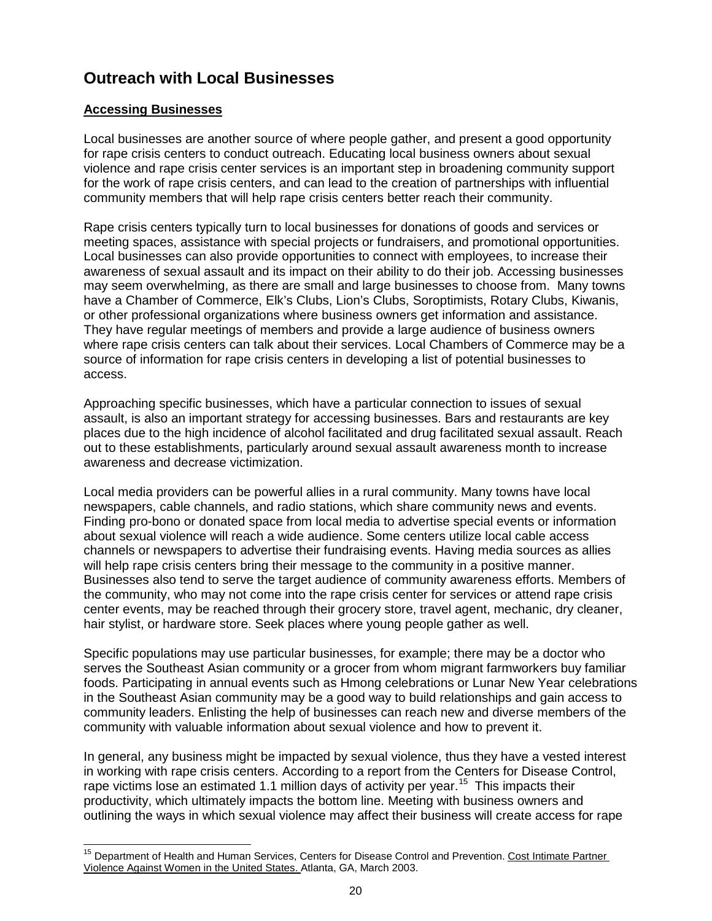# Outreach with Local Businesses

## Accessing Businesses

Local businesses are another source of where people gather, and present a good opportunity for rape crisis centers to conduct outreach. Educating local business owners about sexual violence and rape crisis center services is an important step in broadening community support for the work of rape crisis centers, and can lead to the creation of partnerships with influential community members that will help rape crisis centers better reach their community.

Rape crisis centers typically turn to local businesses for donations of goods and services or meeting spaces, assistance with special projects or fundraisers, and promotional opportunities. Local businesses can also provide opportunities to connect with employees, to increase their awareness of sexual assault and its impact on their ability to do their job. Accessing businesses may seem overwhelming, as there are small and large businesses to choose from. Many towns have a Chamber of Commerce, Elk's Clubs, Lion's Clubs, Soroptimists, Rotary Clubs, Kiwanis, or other professional organizations where business owners get information and assistance. They have regular meetings of members and provide a large audience of business owners where rape crisis centers can talk about their services. Local Chambers of Commerce may be a source of information for rape crisis centers in developing a list of potential businesses to access.

Approaching specific businesses, which have a particular connection to issues of sexual assault, is also an important strategy for accessing businesses. Bars and restaurants are key places due to the high incidence of alcohol facilitated and drug facilitated sexual assault. Reach out to these establishments, particularly around sexual assault awareness month to increase awareness and decrease victimization.

Local media providers can be powerful allies in a rural community. Many towns have local newspapers, cable channels, and radio stations, which share community news and events. Finding pro-bono or donated space from local media to advertise special events or information about sexual violence will reach a wide audience. Some centers utilize local cable access channels or newspapers to advertise their fundraising events. Having media sources as allies will help rape crisis centers bring their message to the community in a positive manner. Businesses also tend to serve the target audience of community awareness efforts. Members of the community, who may not come into the rape crisis center for services or attend rape crisis center events, may be reached through their grocery store, travel agent, mechanic, dry cleaner, hair stylist, or hardware store. Seek places where young people gather as well.

Specific populations may use particular businesses, for example; there may be a doctor who serves the Southeast Asian community or a grocer from whom migrant farmworkers buy familiar foods. Participating in annual events such as Hmong celebrations or Lunar New Year celebrations in the Southeast Asian community may be a good way to build relationships and gain access to community leaders. Enlisting the help of businesses can reach new and diverse members of the community with valuable information about sexual violence and how to prevent it.

In general, any business might be impacted by sexual violence, thus they have a vested interest in working with rape crisis centers. According to a report from the Centers for Disease Control, rape victims lose an estimated 1.1 million days of activity per year.[15] This impacts their productivity, which ultimately impacts the bottom line. Meeting with business owners and outlining the ways in which sexual violence may affect their business will create access for rape

---

[15] Department of Health and Human Services, Centers for Disease Control and Prevention. Cost Intimate Partner Violence Against Women in the United States. Atlanta, GA, March 2003.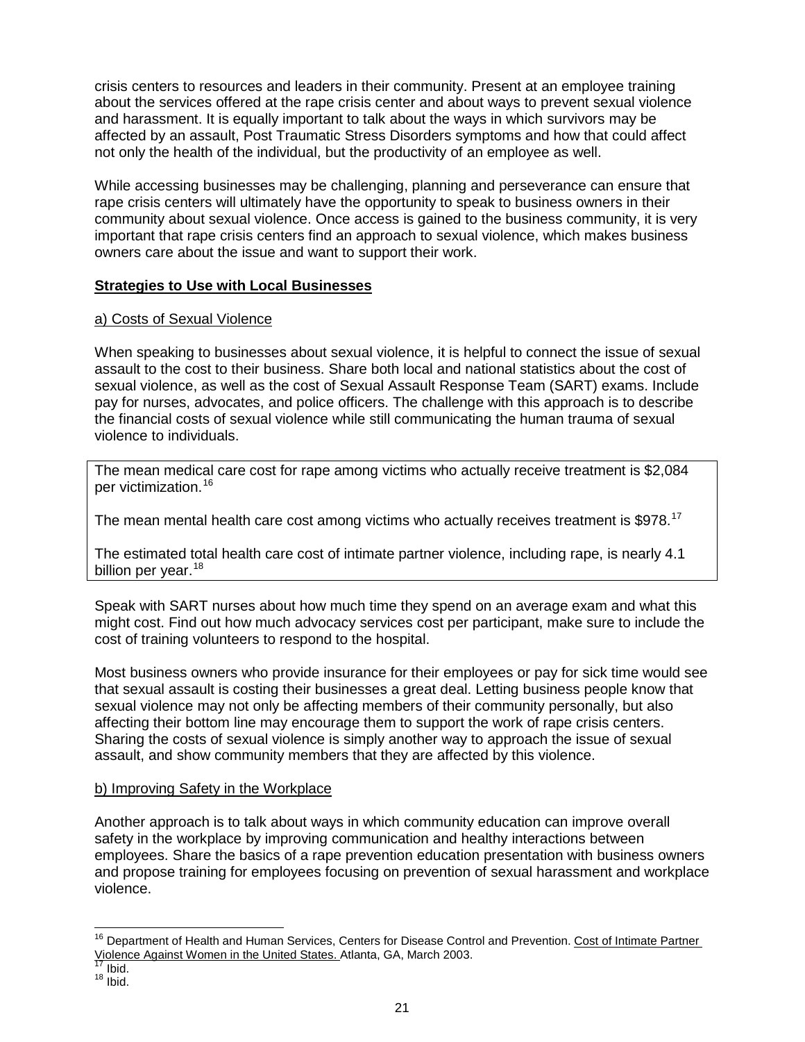crisis centers to resources and leaders in their community. Present at an employee training about the services offered at the rape crisis center and about ways to prevent sexual violence and harassment. It is equally important to talk about the ways in which survivors may be affected by an assault, Post Traumatic Stress Disorders symptoms and how that could affect not only the health of the individual, but the productivity of an employee as well.

While accessing businesses may be challenging, planning and perseverance can ensure that rape crisis centers will ultimately have the opportunity to speak to business owners in their community about sexual violence. Once access is gained to the business community, it is very important that rape crisis centers find an approach to sexual violence, which makes business owners care about the issue and want to support their work.

**Strategies to Use with Local Businesses**

a) Costs of Sexual Violence

When speaking to businesses about sexual violence, it is helpful to connect the issue of sexual assault to the cost to their business. Share both local and national statistics about the cost of sexual violence, as well as the cost of Sexual Assault Response Team (SART) exams. Include pay for nurses, advocates, and police officers. The challenge with this approach is to describe the financial costs of sexual violence while still communicating the human trauma of sexual violence to individuals.

> The mean medical care cost for rape among victims who actually receive treatment is $2,084 per victimization.[16]
>
> The mean mental health care cost among victims who actually receives treatment is $978.[17]
>
> The estimated total health care cost of intimate partner violence, including rape, is nearly 4.1 billion per year.[18]

Speak with SART nurses about how much time they spend on an average exam and what this might cost. Find out how much advocacy services cost per participant, make sure to include the cost of training volunteers to respond to the hospital.

Most business owners who provide insurance for their employees or pay for sick time would see that sexual assault is costing their businesses a great deal. Letting business people know that sexual violence may not only be affecting members of their community personally, but also affecting their bottom line may encourage them to support the work of rape crisis centers. Sharing the costs of sexual violence is simply another way to approach the issue of sexual assault, and show community members that they are affected by this violence.

b) Improving Safety in the Workplace

Another approach is to talk about ways in which community education can improve overall safety in the workplace by improving communication and healthy interactions between employees. Share the basics of a rape prevention education presentation with business owners and propose training for employees focusing on prevention of sexual harassment and workplace violence.

---

[16] Department of Health and Human Services, Centers for Disease Control and Prevention. Cost of Intimate Partner Violence Against Women in the United States. Atlanta, GA, March 2003.

[17] Ibid.

[18] Ibid.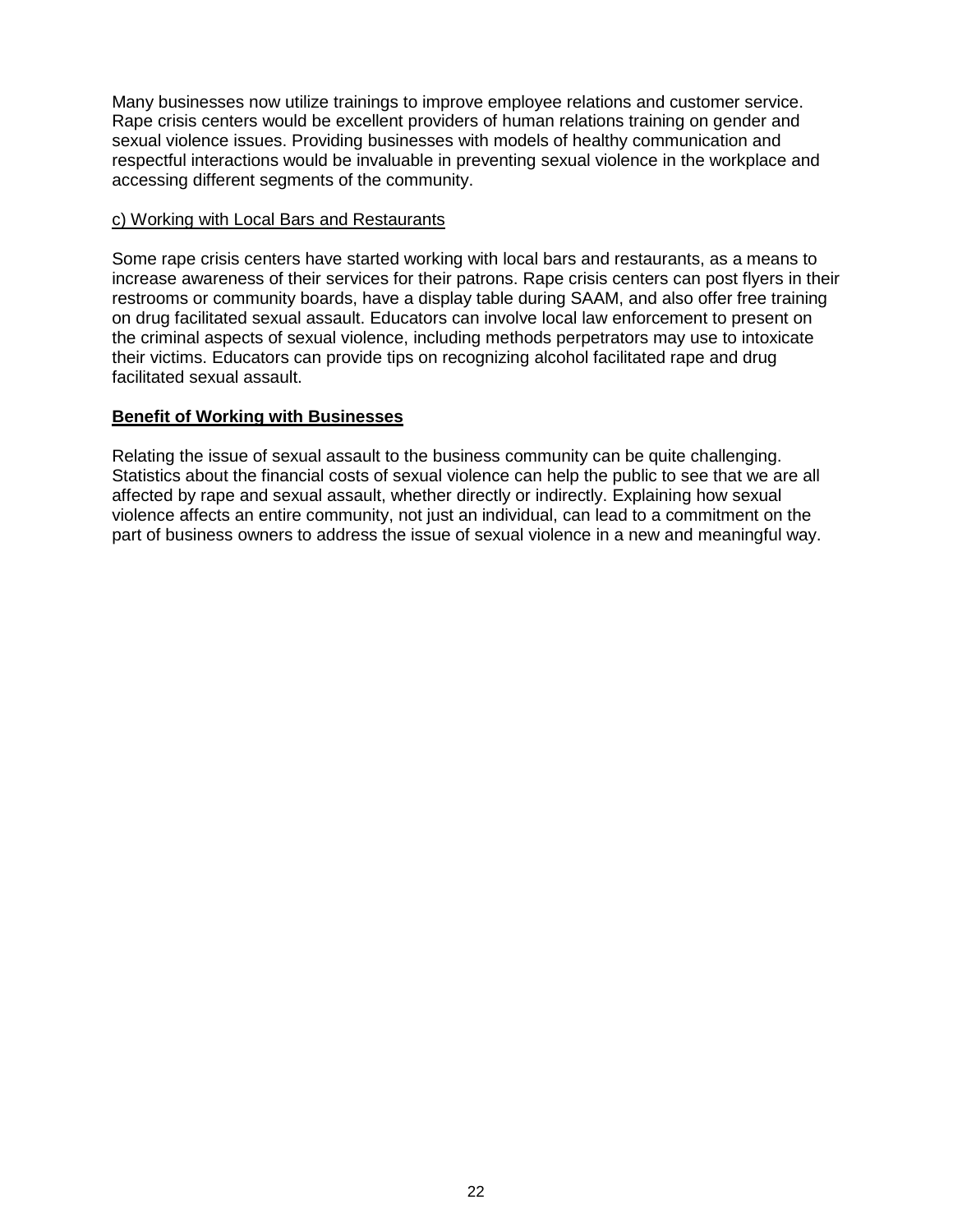Many businesses now utilize trainings to improve employee relations and customer service. Rape crisis centers would be excellent providers of human relations training on gender and sexual violence issues. Providing businesses with models of healthy communication and respectful interactions would be invaluable in preventing sexual violence in the workplace and accessing different segments of the community.

c) Working with Local Bars and Restaurants

Some rape crisis centers have started working with local bars and restaurants, as a means to increase awareness of their services for their patrons. Rape crisis centers can post flyers in their restrooms or community boards, have a display table during SAAM, and also offer free training on drug facilitated sexual assault. Educators can involve local law enforcement to present on the criminal aspects of sexual violence, including methods perpetrators may use to intoxicate their victims. Educators can provide tips on recognizing alcohol facilitated rape and drug facilitated sexual assault.

**Benefit of Working with Businesses**

Relating the issue of sexual assault to the business community can be quite challenging. Statistics about the financial costs of sexual violence can help the public to see that we are all affected by rape and sexual assault, whether directly or indirectly. Explaining how sexual violence affects an entire community, not just an individual, can lead to a commitment on the part of business owners to address the issue of sexual violence in a new and meaningful way.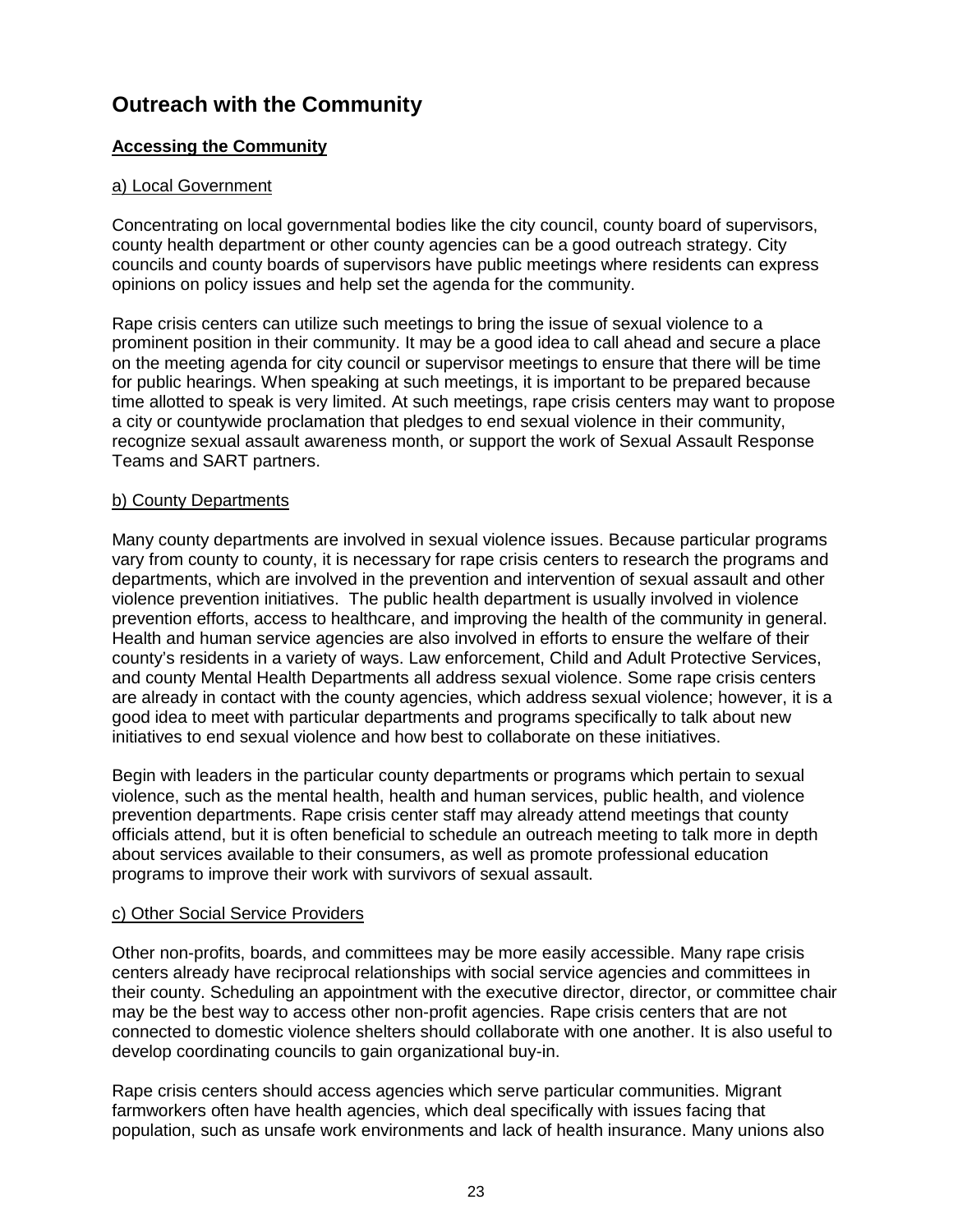# Outreach with the Community

## Accessing the Community

### a) Local Government

Concentrating on local governmental bodies like the city council, county board of supervisors, county health department or other county agencies can be a good outreach strategy. City councils and county boards of supervisors have public meetings where residents can express opinions on policy issues and help set the agenda for the community.

Rape crisis centers can utilize such meetings to bring the issue of sexual violence to a prominent position in their community. It may be a good idea to call ahead and secure a place on the meeting agenda for city council or supervisor meetings to ensure that there will be time for public hearings. When speaking at such meetings, it is important to be prepared because time allotted to speak is very limited. At such meetings, rape crisis centers may want to propose a city or countywide proclamation that pledges to end sexual violence in their community, recognize sexual assault awareness month, or support the work of Sexual Assault Response Teams and SART partners.

### b) County Departments

Many county departments are involved in sexual violence issues. Because particular programs vary from county to county, it is necessary for rape crisis centers to research the programs and departments, which are involved in the prevention and intervention of sexual assault and other violence prevention initiatives. The public health department is usually involved in violence prevention efforts, access to healthcare, and improving the health of the community in general. Health and human service agencies are also involved in efforts to ensure the welfare of their county's residents in a variety of ways. Law enforcement, Child and Adult Protective Services, and county Mental Health Departments all address sexual violence. Some rape crisis centers are already in contact with the county agencies, which address sexual violence; however, it is a good idea to meet with particular departments and programs specifically to talk about new initiatives to end sexual violence and how best to collaborate on these initiatives.

Begin with leaders in the particular county departments or programs which pertain to sexual violence, such as the mental health, health and human services, public health, and violence prevention departments. Rape crisis center staff may already attend meetings that county officials attend, but it is often beneficial to schedule an outreach meeting to talk more in depth about services available to their consumers, as well as promote professional education programs to improve their work with survivors of sexual assault.

### c) Other Social Service Providers

Other non-profits, boards, and committees may be more easily accessible. Many rape crisis centers already have reciprocal relationships with social service agencies and committees in their county. Scheduling an appointment with the executive director, director, or committee chair may be the best way to access other non-profit agencies. Rape crisis centers that are not connected to domestic violence shelters should collaborate with one another. It is also useful to develop coordinating councils to gain organizational buy-in.

Rape crisis centers should access agencies which serve particular communities. Migrant farmworkers often have health agencies, which deal specifically with issues facing that population, such as unsafe work environments and lack of health insurance. Many unions also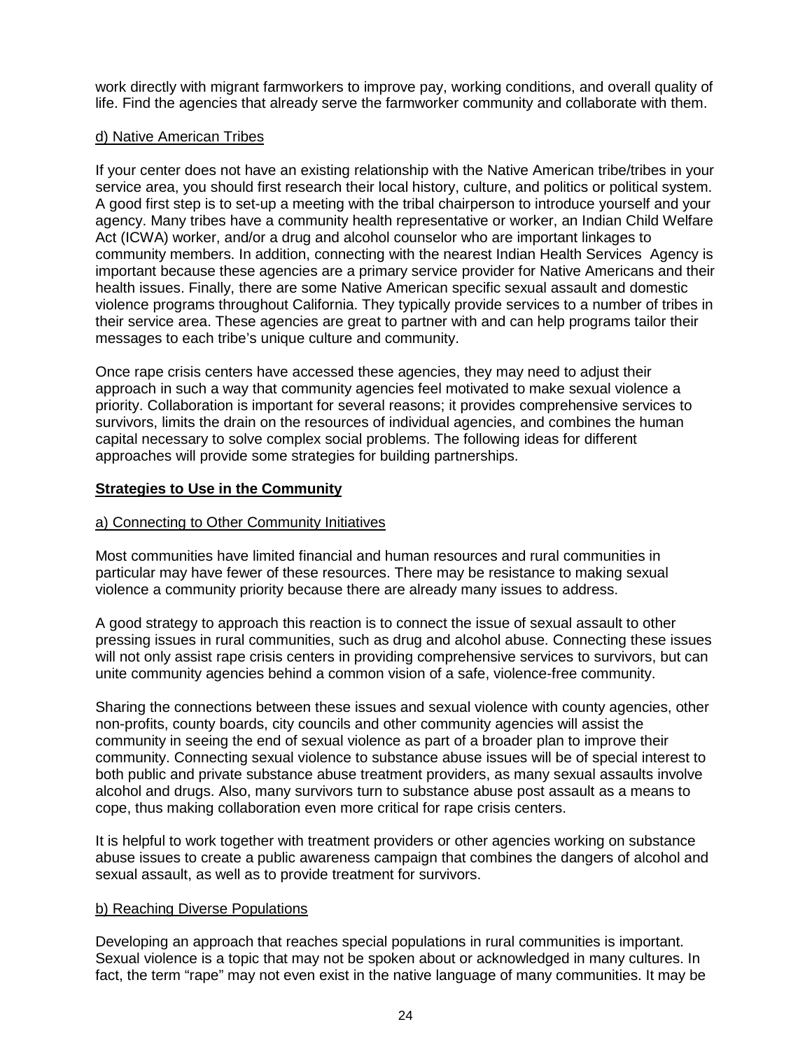work directly with migrant farmworkers to improve pay, working conditions, and overall quality of life. Find the agencies that already serve the farmworker community and collaborate with them.

d) Native American Tribes

If your center does not have an existing relationship with the Native American tribe/tribes in your service area, you should first research their local history, culture, and politics or political system. A good first step is to set-up a meeting with the tribal chairperson to introduce yourself and your agency. Many tribes have a community health representative or worker, an Indian Child Welfare Act (ICWA) worker, and/or a drug and alcohol counselor who are important linkages to community members. In addition, connecting with the nearest Indian Health Services Agency is important because these agencies are a primary service provider for Native Americans and their health issues. Finally, there are some Native American specific sexual assault and domestic violence programs throughout California. They typically provide services to a number of tribes in their service area. These agencies are great to partner with and can help programs tailor their messages to each tribe's unique culture and community.

Once rape crisis centers have accessed these agencies, they may need to adjust their approach in such a way that community agencies feel motivated to make sexual violence a priority. Collaboration is important for several reasons; it provides comprehensive services to survivors, limits the drain on the resources of individual agencies, and combines the human capital necessary to solve complex social problems. The following ideas for different approaches will provide some strategies for building partnerships.

## Strategies to Use in the Community

a) Connecting to Other Community Initiatives

Most communities have limited financial and human resources and rural communities in particular may have fewer of these resources. There may be resistance to making sexual violence a community priority because there are already many issues to address.

A good strategy to approach this reaction is to connect the issue of sexual assault to other pressing issues in rural communities, such as drug and alcohol abuse. Connecting these issues will not only assist rape crisis centers in providing comprehensive services to survivors, but can unite community agencies behind a common vision of a safe, violence-free community.

Sharing the connections between these issues and sexual violence with county agencies, other non-profits, county boards, city councils and other community agencies will assist the community in seeing the end of sexual violence as part of a broader plan to improve their community. Connecting sexual violence to substance abuse issues will be of special interest to both public and private substance abuse treatment providers, as many sexual assaults involve alcohol and drugs. Also, many survivors turn to substance abuse post assault as a means to cope, thus making collaboration even more critical for rape crisis centers.

It is helpful to work together with treatment providers or other agencies working on substance abuse issues to create a public awareness campaign that combines the dangers of alcohol and sexual assault, as well as to provide treatment for survivors.

b) Reaching Diverse Populations

Developing an approach that reaches special populations in rural communities is important. Sexual violence is a topic that may not be spoken about or acknowledged in many cultures. In fact, the term "rape" may not even exist in the native language of many communities. It may be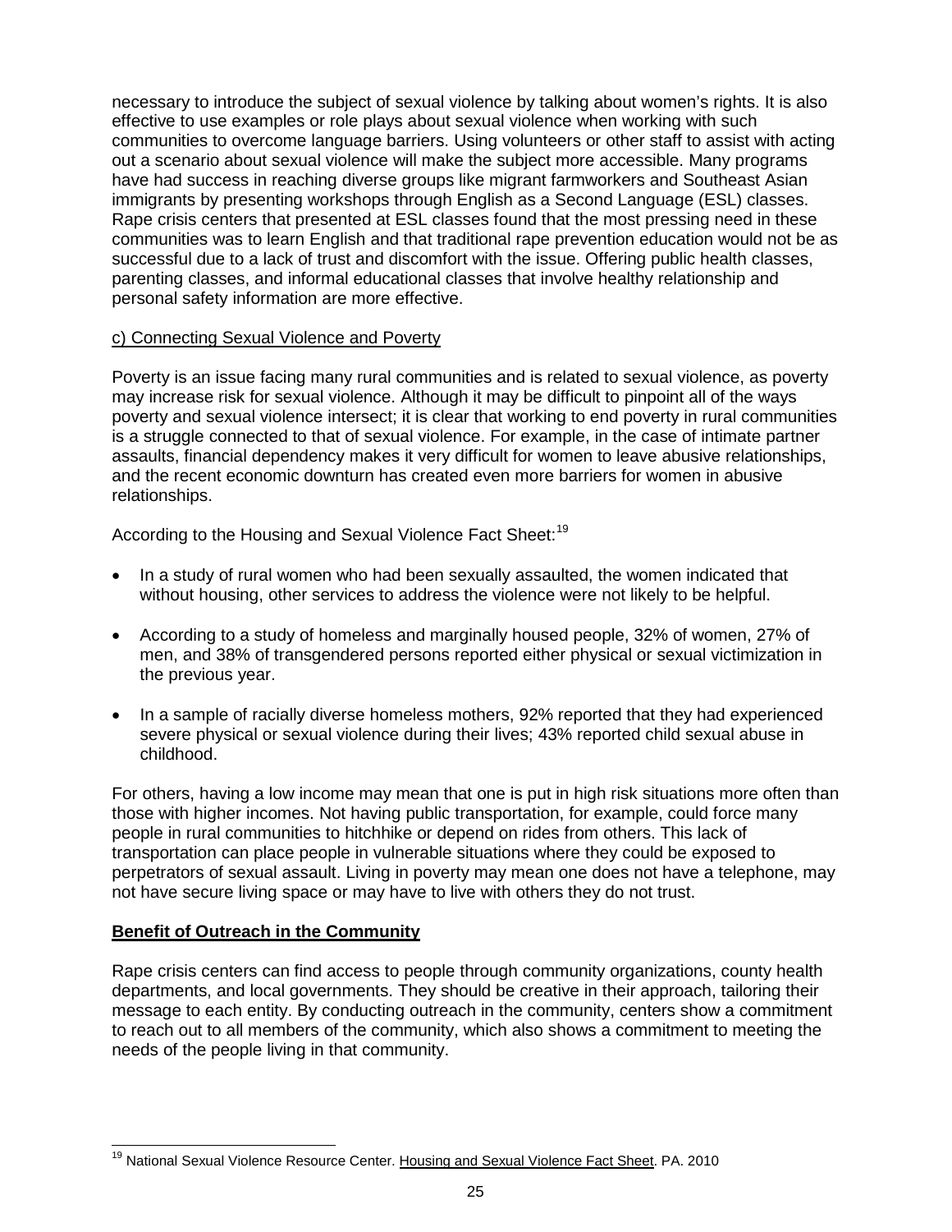necessary to introduce the subject of sexual violence by talking about women's rights. It is also effective to use examples or role plays about sexual violence when working with such communities to overcome language barriers. Using volunteers or other staff to assist with acting out a scenario about sexual violence will make the subject more accessible. Many programs have had success in reaching diverse groups like migrant farmworkers and Southeast Asian immigrants by presenting workshops through English as a Second Language (ESL) classes. Rape crisis centers that presented at ESL classes found that the most pressing need in these communities was to learn English and that traditional rape prevention education would not be as successful due to a lack of trust and discomfort with the issue. Offering public health classes, parenting classes, and informal educational classes that involve healthy relationship and personal safety information are more effective.

c) Connecting Sexual Violence and Poverty

Poverty is an issue facing many rural communities and is related to sexual violence, as poverty may increase risk for sexual violence. Although it may be difficult to pinpoint all of the ways poverty and sexual violence intersect; it is clear that working to end poverty in rural communities is a struggle connected to that of sexual violence. For example, in the case of intimate partner assaults, financial dependency makes it very difficult for women to leave abusive relationships, and the recent economic downturn has created even more barriers for women in abusive relationships.

According to the Housing and Sexual Violence Fact Sheet:[19]

- In a study of rural women who had been sexually assaulted, the women indicated that without housing, other services to address the violence were not likely to be helpful.
- According to a study of homeless and marginally housed people, 32% of women, 27% of men, and 38% of transgendered persons reported either physical or sexual victimization in the previous year.
- In a sample of racially diverse homeless mothers, 92% reported that they had experienced severe physical or sexual violence during their lives; 43% reported child sexual abuse in childhood.

For others, having a low income may mean that one is put in high risk situations more often than those with higher incomes. Not having public transportation, for example, could force many people in rural communities to hitchhike or depend on rides from others. This lack of transportation can place people in vulnerable situations where they could be exposed to perpetrators of sexual assault. Living in poverty may mean one does not have a telephone, may not have secure living space or may have to live with others they do not trust.

**Benefit of Outreach in the Community**

Rape crisis centers can find access to people through community organizations, county health departments, and local governments. They should be creative in their approach, tailoring their message to each entity. By conducting outreach in the community, centers show a commitment to reach out to all members of the community, which also shows a commitment to meeting the needs of the people living in that community.

---

[19] National Sexual Violence Resource Center. Housing and Sexual Violence Fact Sheet. PA. 2010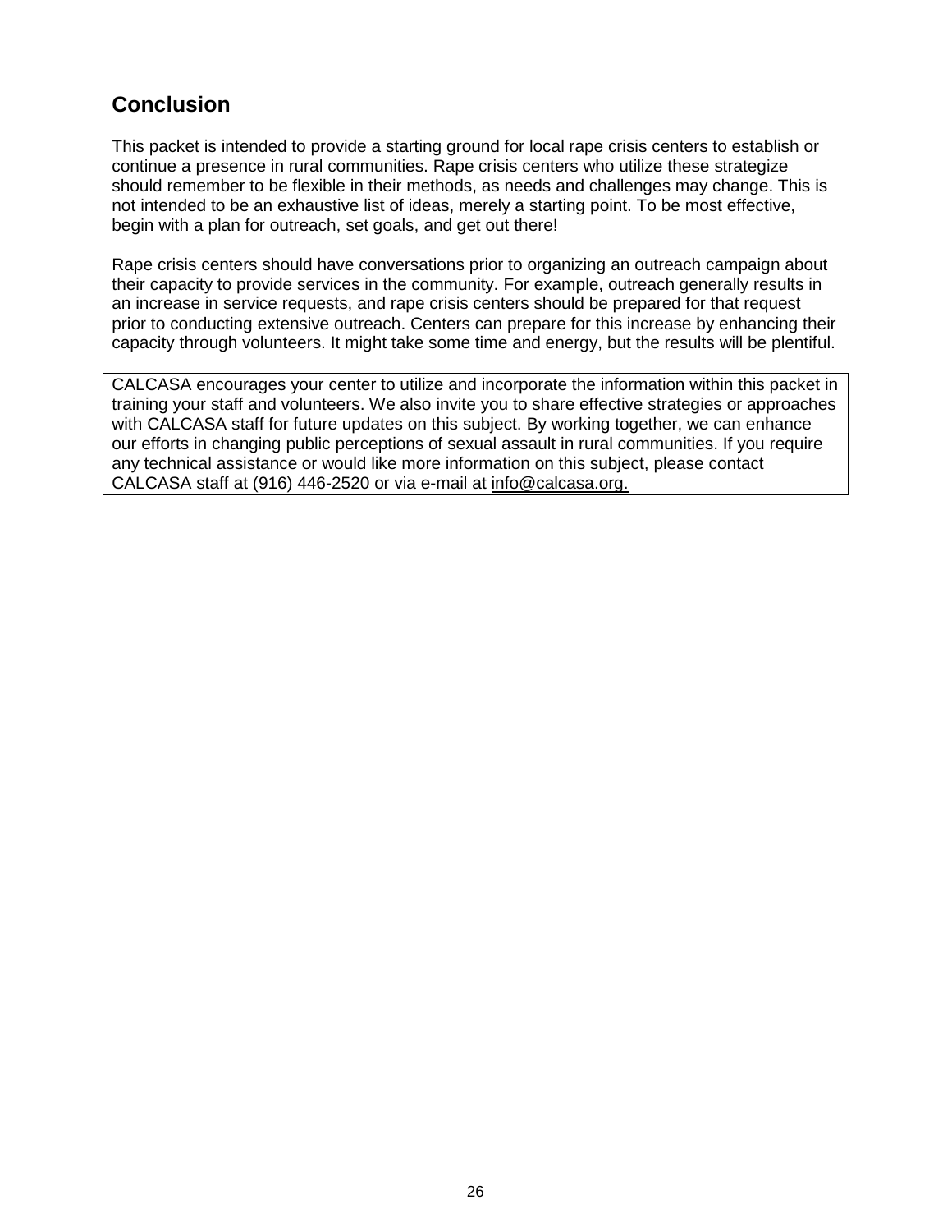## Conclusion

This packet is intended to provide a starting ground for local rape crisis centers to establish or continue a presence in rural communities. Rape crisis centers who utilize these strategize should remember to be flexible in their methods, as needs and challenges may change. This is not intended to be an exhaustive list of ideas, merely a starting point. To be most effective, begin with a plan for outreach, set goals, and get out there!

Rape crisis centers should have conversations prior to organizing an outreach campaign about their capacity to provide services in the community. For example, outreach generally results in an increase in service requests, and rape crisis centers should be prepared for that request prior to conducting extensive outreach. Centers can prepare for this increase by enhancing their capacity through volunteers. It might take some time and energy, but the results will be plentiful.

CALCASA encourages your center to utilize and incorporate the information within this packet in training your staff and volunteers. We also invite you to share effective strategies or approaches with CALCASA staff for future updates on this subject. By working together, we can enhance our efforts in changing public perceptions of sexual assault in rural communities. If you require any technical assistance or would like more information on this subject, please contact CALCASA staff at (916) 446-2520 or via e-mail at info@calcasa.org.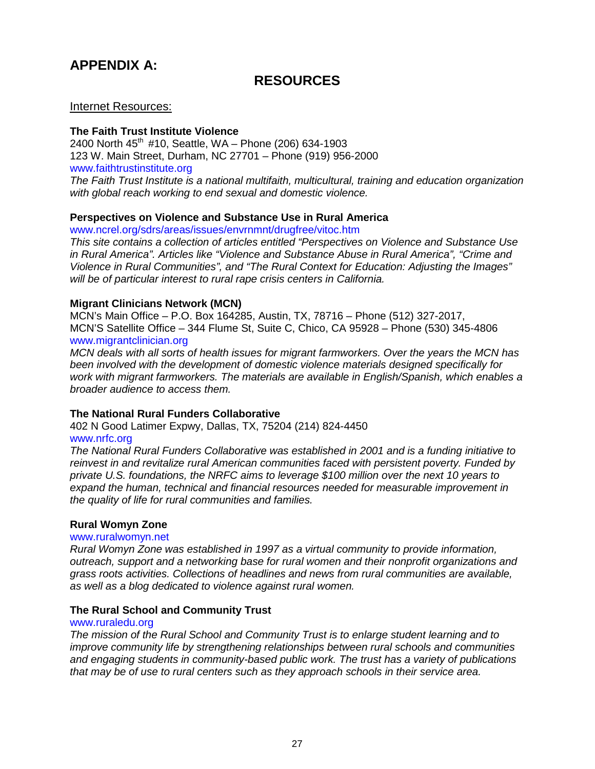# APPENDIX A:

## RESOURCES

<u>Internet Resources:</u>

**The Faith Trust Institute Violence**
2400 North 45th #10, Seattle, WA – Phone (206) 634-1903
123 W. Main Street, Durham, NC 27701 – Phone (919) 956-2000
www.faithtrustinstitute.org
*The Faith Trust Institute is a national multifaith, multicultural, training and education organization with global reach working to end sexual and domestic violence.*

**Perspectives on Violence and Substance Use in Rural America**
www.ncrel.org/sdrs/areas/issues/envrnmnt/drugfree/vitoc.htm
*This site contains a collection of articles entitled "Perspectives on Violence and Substance Use in Rural America". Articles like "Violence and Substance Abuse in Rural America", "Crime and Violence in Rural Communities", and "The Rural Context for Education: Adjusting the Images" will be of particular interest to rural rape crisis centers in California.*

**Migrant Clinicians Network (MCN)**
MCN's Main Office – P.O. Box 164285, Austin, TX, 78716 – Phone (512) 327-2017,
MCN'S Satellite Office – 344 Flume St, Suite C, Chico, CA 95928 – Phone (530) 345-4806
www.migrantclinician.org
*MCN deals with all sorts of health issues for migrant farmworkers. Over the years the MCN has been involved with the development of domestic violence materials designed specifically for work with migrant farmworkers. The materials are available in English/Spanish, which enables a broader audience to access them.*

**The National Rural Funders Collaborative**
402 N Good Latimer Expwy, Dallas, TX, 75204 (214) 824-4450
www.nrfc.org
*The National Rural Funders Collaborative was established in 2001 and is a funding initiative to reinvest in and revitalize rural American communities faced with persistent poverty. Funded by private U.S. foundations, the NRFC aims to leverage $100 million over the next 10 years to expand the human, technical and financial resources needed for measurable improvement in the quality of life for rural communities and families.*

**Rural Womyn Zone**
www.ruralwomyn.net
*Rural Womyn Zone was established in 1997 as a virtual community to provide information, outreach, support and a networking base for rural women and their nonprofit organizations and grass roots activities. Collections of headlines and news from rural communities are available, as well as a blog dedicated to violence against rural women.*

**The Rural School and Community Trust**
www.ruraledu.org
*The mission of the Rural School and Community Trust is to enlarge student learning and to improve community life by strengthening relationships between rural schools and communities and engaging students in community-based public work. The trust has a variety of publications that may be of use to rural centers such as they approach schools in their service area.*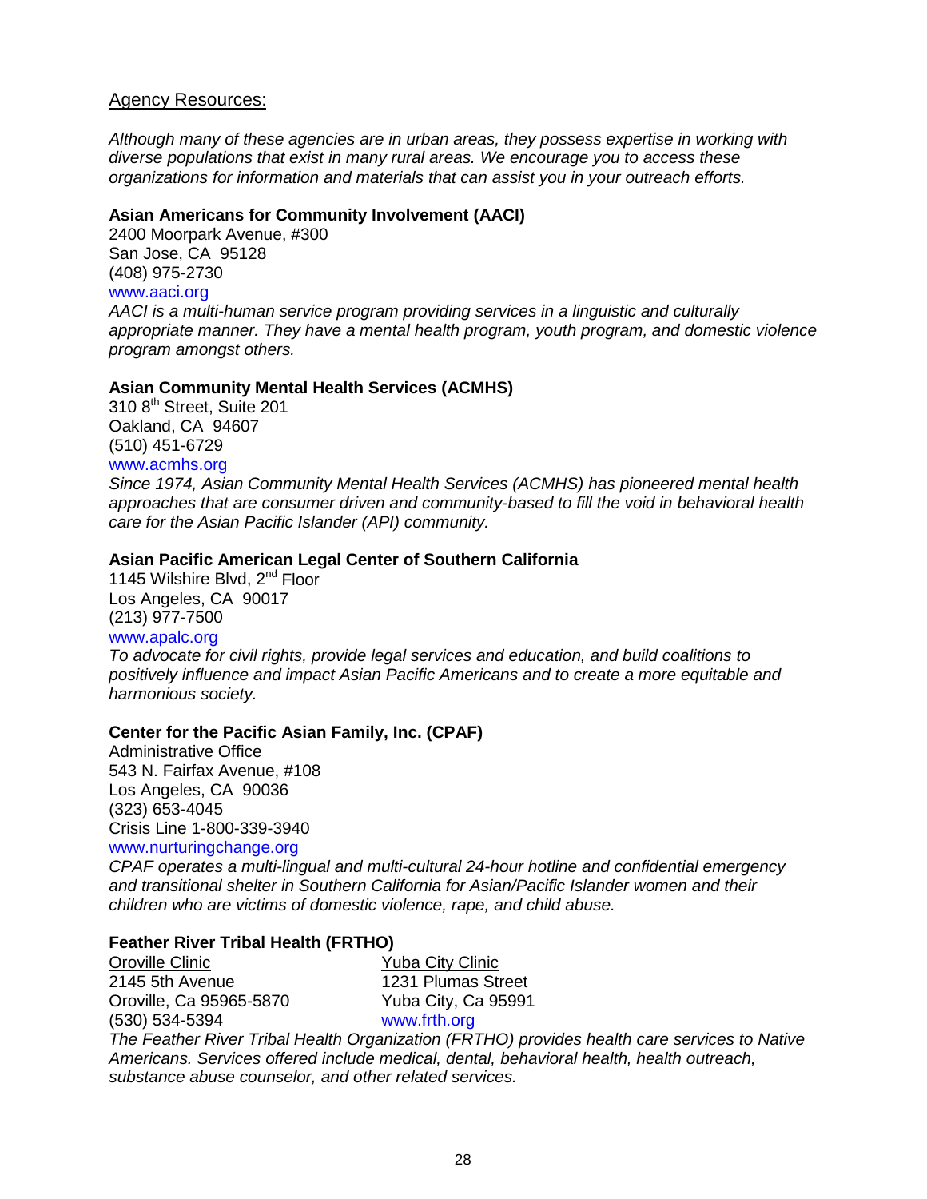## Agency Resources:

*Although many of these agencies are in urban areas, they possess expertise in working with diverse populations that exist in many rural areas. We encourage you to access these organizations for information and materials that can assist you in your outreach efforts.*

**Asian Americans for Community Involvement (AACI)**
2400 Moorpark Avenue, #300
San Jose, CA 95128
(408) 975-2730
www.aaci.org
*AACI is a multi-human service program providing services in a linguistic and culturally appropriate manner. They have a mental health program, youth program, and domestic violence program amongst others.*

**Asian Community Mental Health Services (ACMHS)**
310 8th Street, Suite 201
Oakland, CA 94607
(510) 451-6729
www.acmhs.org
*Since 1974, Asian Community Mental Health Services (ACMHS) has pioneered mental health approaches that are consumer driven and community-based to fill the void in behavioral health care for the Asian Pacific Islander (API) community.*

**Asian Pacific American Legal Center of Southern California**
1145 Wilshire Blvd, 2nd Floor
Los Angeles, CA 90017
(213) 977-7500
www.apalc.org
*To advocate for civil rights, provide legal services and education, and build coalitions to positively influence and impact Asian Pacific Americans and to create a more equitable and harmonious society.*

**Center for the Pacific Asian Family, Inc. (CPAF)**
Administrative Office
543 N. Fairfax Avenue, #108
Los Angeles, CA 90036
(323) 653-4045
Crisis Line 1-800-339-3940
www.nurturingchange.org
*CPAF operates a multi-lingual and multi-cultural 24-hour hotline and confidential emergency and transitional shelter in Southern California for Asian/Pacific Islander women and their children who are victims of domestic violence, rape, and child abuse.*

**Feather River Tribal Health (FRTHO)**

Oroville Clinic
2145 5th Avenue
Oroville, Ca 95965-5870
(530) 534-5394

Yuba City Clinic
1231 Plumas Street
Yuba City, Ca 95991
www.frth.org

*The Feather River Tribal Health Organization (FRTHO) provides health care services to Native Americans. Services offered include medical, dental, behavioral health, health outreach, substance abuse counselor, and other related services.*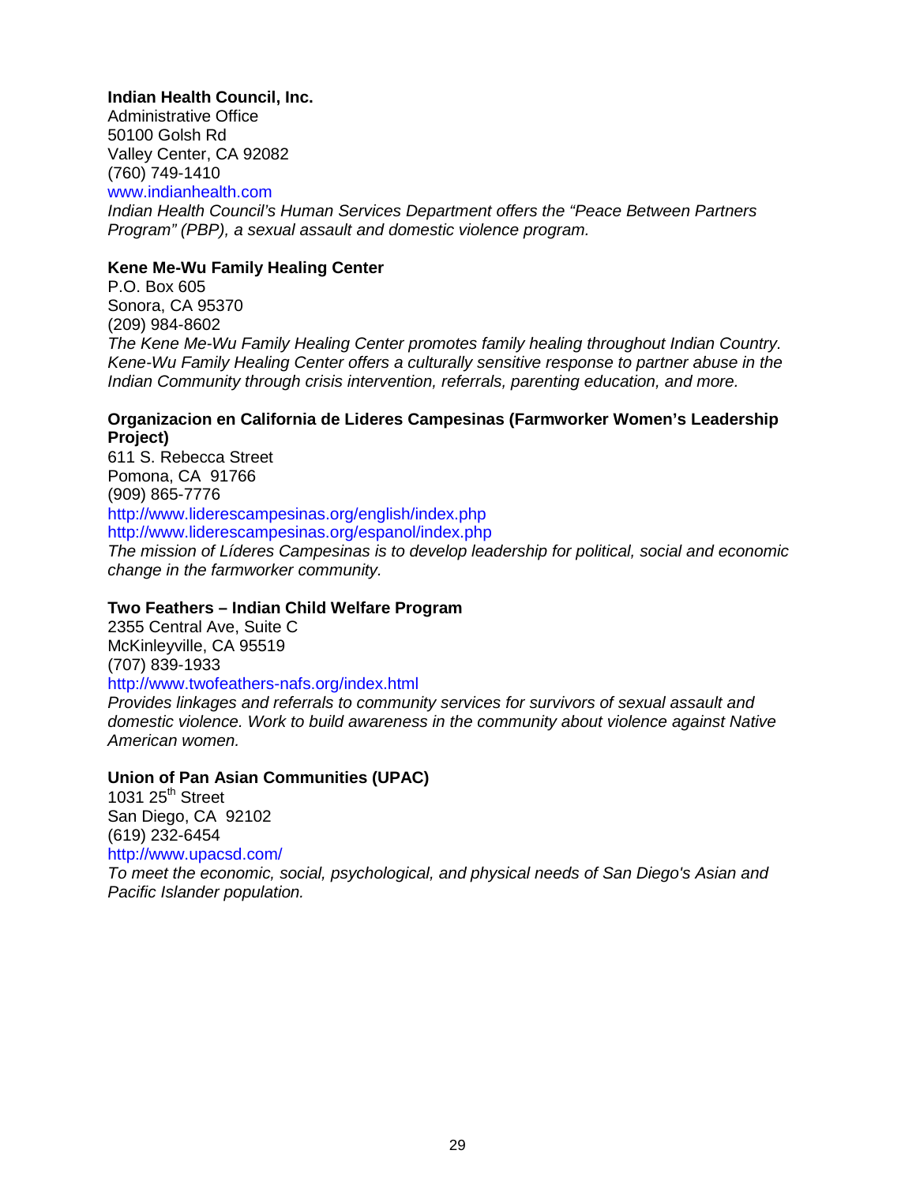**Indian Health Council, Inc.**
Administrative Office
50100 Golsh Rd
Valley Center, CA 92082
(760) 749-1410
www.indianhealth.com
*Indian Health Council's Human Services Department offers the "Peace Between Partners Program" (PBP), a sexual assault and domestic violence program.*

**Kene Me-Wu Family Healing Center**
P.O. Box 605
Sonora, CA 95370
(209) 984-8602
*The Kene Me-Wu Family Healing Center promotes family healing throughout Indian Country. Kene-Wu Family Healing Center offers a culturally sensitive response to partner abuse in the Indian Community through crisis intervention, referrals, parenting education, and more.*

**Organizacion en California de Lideres Campesinas (Farmworker Women's Leadership Project)**
611 S. Rebecca Street
Pomona, CA 91766
(909) 865-7776
http://www.liderescampesinas.org/english/index.php
http://www.liderescampesinas.org/espanol/index.php
*The mission of Líderes Campesinas is to develop leadership for political, social and economic change in the farmworker community.*

**Two Feathers – Indian Child Welfare Program**
2355 Central Ave, Suite C
McKinleyville, CA 95519
(707) 839-1933
http://www.twofeathers-nafs.org/index.html
*Provides linkages and referrals to community services for survivors of sexual assault and domestic violence. Work to build awareness in the community about violence against Native American women.*

**Union of Pan Asian Communities (UPAC)**
1031 25th Street
San Diego, CA 92102
(619) 232-6454
http://www.upacsd.com/
*To meet the economic, social, psychological, and physical needs of San Diego's Asian and Pacific Islander population.*